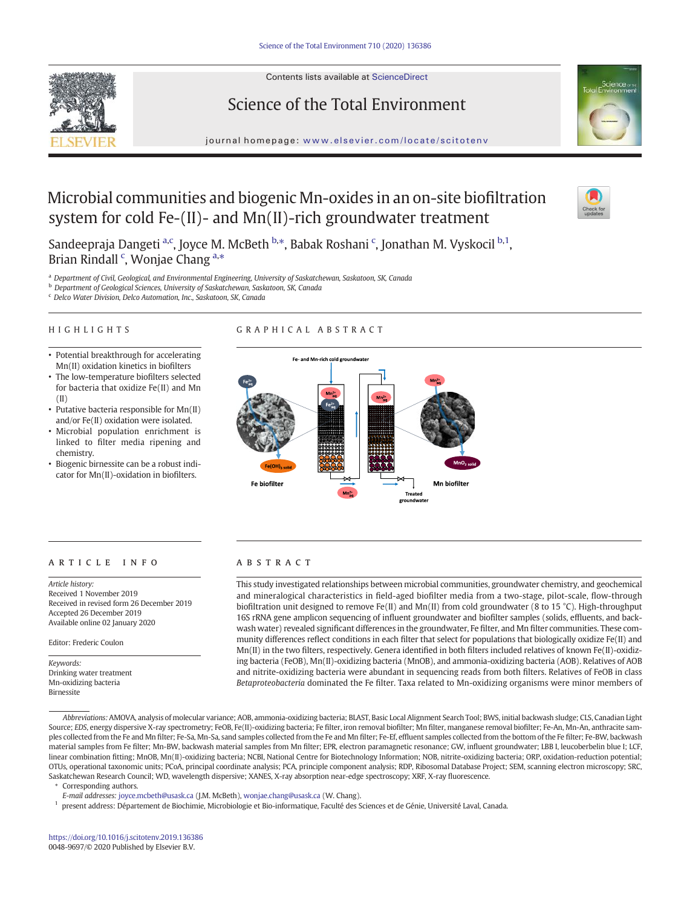# Microbial communities and biogenic Mn-oxides in an on-site biofiltration system for cold Fe-(II)- and Mn(II)-rich groundwater treatment

Sandeepraja Dangeti [a,c], Joyce M. McBeth [b,*], Babak Roshani [c], Jonathan M. Vyskocil [b,1], Brian Rindall [c], Wonjae Chang [a,*]

[a] Department of Civil, Geological, and Environmental Engineering, University of Saskatchewan, Saskatoon, SK, Canada
[b] Department of Geological Sciences, University of Saskatchewan, Saskatoon, SK, Canada
[c] Delco Water Division, Delco Automation, Inc., Saskatoon, SK, Canada

## HIGHLIGHTS

- Potential breakthrough for accelerating Mn(II) oxidation kinetics in biofilters
- The low-temperature biofilters selected for bacteria that oxidize Fe(II) and Mn (II)
- Putative bacteria responsible for Mn(II) and/or Fe(II) oxidation were isolated.
- Microbial population enrichment is linked to filter media ripening and chemistry.
- Biogenic birnessite can be a robust indicator for Mn(II)-oxidation in biofilters.

## GRAPHICAL ABSTRACT

## ARTICLE INFO

*Article history:*
Received 1 November 2019
Received in revised form 26 December 2019
Accepted 26 December 2019
Available online 02 January 2020

Editor: Frederic Coulon

*Keywords:*
Drinking water treatment
Mn-oxidizing bacteria
Birnessite

## ABSTRACT

This study investigated relationships between microbial communities, groundwater chemistry, and geochemical and mineralogical characteristics in field-aged biofilter media from a two-stage, pilot-scale, flow-through biofiltration unit designed to remove Fe(II) and Mn(II) from cold groundwater (8 to 15 °C). High-throughput 16S rRNA gene amplicon sequencing of influent groundwater and biofilter samples (solids, effluents, and backwash water) revealed significant differences in the groundwater, Fe filter, and Mn filter communities. These community differences reflect conditions in each filter that select for populations that biologically oxidize Fe(II) and Mn(II) in the two filters, respectively. Genera identified in both filters included relatives of known Fe(II)-oxidizing bacteria (FeOB), Mn(II)-oxidizing bacteria (MnOB), and ammonia-oxidizing bacteria (AOB). Relatives of AOB and nitrite-oxidizing bacteria were abundant in sequencing reads from both filters. Relatives of FeOB in class *Betaproteobacteria* dominated the Fe filter. Taxa related to Mn-oxidizing organisms were minor members of

*Abbreviations:* AMOVA, analysis of molecular variance; AOB, ammonia-oxidizing bacteria; BLAST, Basic Local Alignment Search Tool; BWS, initial backwash sludge; CLS, Canadian Light Source; *EDS*, energy dispersive X-ray spectrometry; FeOB, Fe(II)-oxidizing bacteria; Fe filter, iron removal biofilter; Mn filter, manganese removal biofilter; Fe-An, Mn-An, anthracite samples collected from the Fe and Mn filter; Fe-Sa, Mn-Sa, sand samples collected from the Fe and Mn filter; Fe-Ef, effluent samples collected from the bottom of the Fe filter; Fe-BW, backwash material samples from Fe filter; Mn-BW, backwash material samples from Mn filter; EPR, electron paramagnetic resonance; GW, influent groundwater; LBB I, leucoberbelin blue I; LCF, linear combination fitting; MnOB, Mn(II)-oxidizing bacteria; NCBI, National Centre for Biotechnology Information; NOB, nitrite-oxidizing bacteria; ORP, oxidation-reduction potential; OTUs, operational taxonomic units; PCoA, principal coordinate analysis; PCA, principle component analysis; RDP, Ribosomal Database Project; SEM, scanning electron microscopy; SRC, Saskatchewan Research Council; WD, wavelength dispersive; XANES, X-ray absorption near-edge spectroscopy; XRF, X-ray fluorescence.

\* Corresponding authors.
*E-mail addresses:* joyce.mcbeth@usask.ca (J.M. McBeth), wonjae.chang@usask.ca (W. Chang).

[1] present address: Département de Biochimie, Microbiologie et Bio-informatique, Faculté des Sciences et de Génie, Université Laval, Canada.

https://doi.org/10.1016/j.scitotenv.2019.136386
0048-9697/© 2020 Published by Elsevier B.V.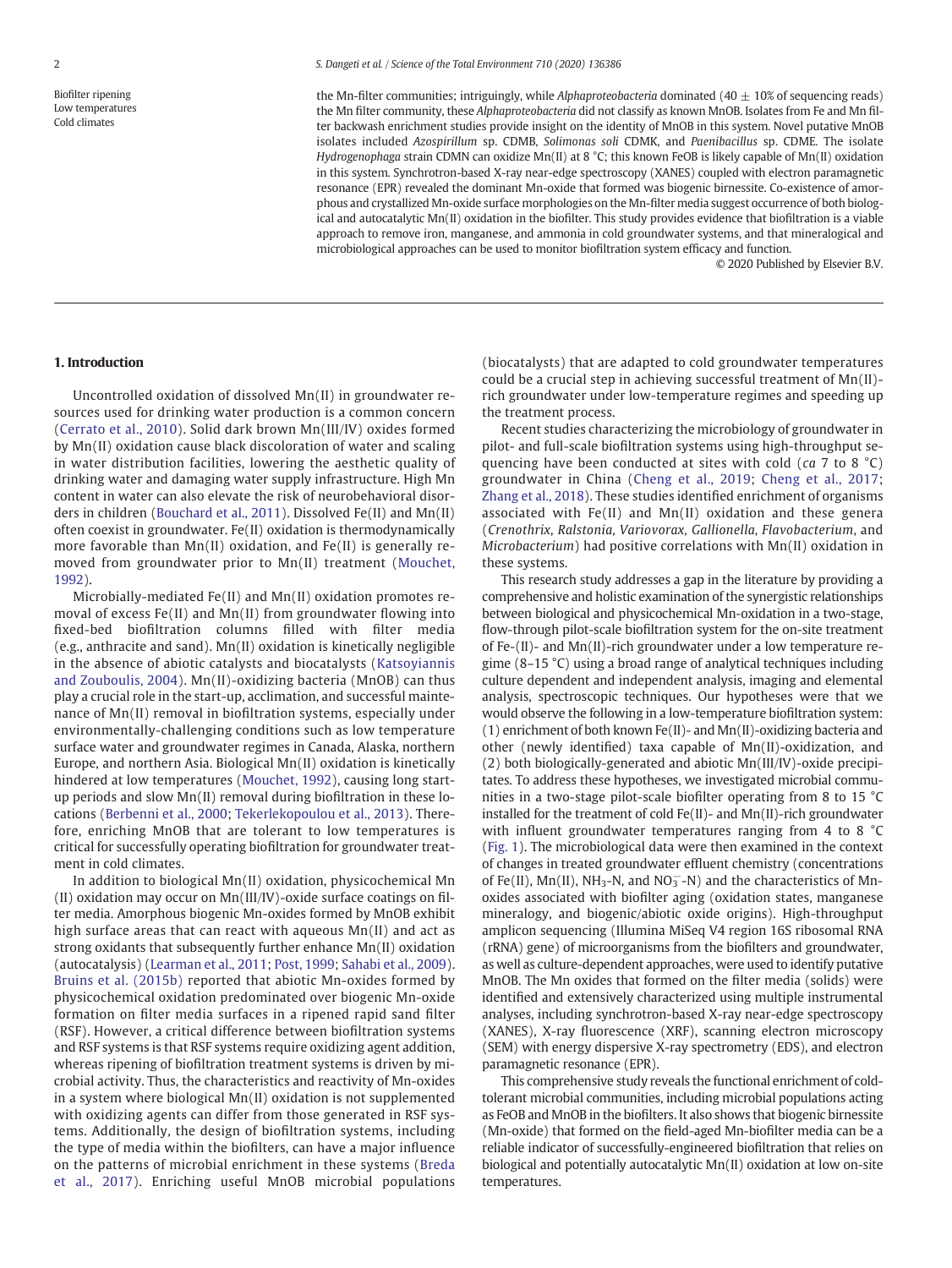Biofilter ripening
Low temperatures
Cold climates

the Mn-filter communities; intriguingly, while *Alphaproteobacteria* dominated (40 ± 10% of sequencing reads) the Mn filter community, these *Alphaproteobacteria* did not classify as known MnOB. Isolates from Fe and Mn filter backwash enrichment studies provide insight on the identity of MnOB in this system. Novel putative MnOB isolates included *Azospirillum* sp. CDMB, *Solimonas soli* CDMK, and *Paenibacillus* sp. CDME. The isolate *Hydrogenophaga* strain CDMN can oxidize Mn(II) at 8 °C; this known FeOB is likely capable of Mn(II) oxidation in this system. Synchrotron-based X-ray near-edge spectroscopy (XANES) coupled with electron paramagnetic resonance (EPR) revealed the dominant Mn-oxide that formed was biogenic birnessite. Co-existence of amorphous and crystallized Mn-oxide surface morphologies on the Mn-filter media suggest occurrence of both biological and autocatalytic Mn(II) oxidation in the biofilter. This study provides evidence that biofiltration is a viable approach to remove iron, manganese, and ammonia in cold groundwater systems, and that mineralogical and microbiological approaches can be used to monitor biofiltration system efficacy and function.

© 2020 Published by Elsevier B.V.

## 1. Introduction

Uncontrolled oxidation of dissolved Mn(II) in groundwater resources used for drinking water production is a common concern (Cerrato et al., 2010). Solid dark brown Mn(III/IV) oxides formed by Mn(II) oxidation cause black discoloration of water and scaling in water distribution facilities, lowering the aesthetic quality of drinking water and damaging water supply infrastructure. High Mn content in water can also elevate the risk of neurobehavioral disorders in children (Bouchard et al., 2011). Dissolved Fe(II) and Mn(II) often coexist in groundwater. Fe(II) oxidation is thermodynamically more favorable than Mn(II) oxidation, and Fe(II) is generally removed from groundwater prior to Mn(II) treatment (Mouchet, 1992).

Microbially-mediated Fe(II) and Mn(II) oxidation promotes removal of excess Fe(II) and Mn(II) from groundwater flowing into fixed-bed biofiltration columns filled with filter media (e.g., anthracite and sand). Mn(II) oxidation is kinetically negligible in the absence of abiotic catalysts and biocatalysts (Katsoyiannis and Zouboulis, 2004). Mn(II)-oxidizing bacteria (MnOB) can thus play a crucial role in the start-up, acclimation, and successful maintenance of Mn(II) removal in biofiltration systems, especially under environmentally-challenging conditions such as low temperature surface water and groundwater regimes in Canada, Alaska, northern Europe, and northern Asia. Biological Mn(II) oxidation is kinetically hindered at low temperatures (Mouchet, 1992), causing long start-up periods and slow Mn(II) removal during biofiltration in these locations (Berbenni et al., 2000; Tekerlekopoulou et al., 2013). Therefore, enriching MnOB that are tolerant to low temperatures is critical for successfully operating biofiltration for groundwater treatment in cold climates.

In addition to biological Mn(II) oxidation, physicochemical Mn (II) oxidation may occur on Mn(III/IV)-oxide surface coatings on filter media. Amorphous biogenic Mn-oxides formed by MnOB exhibit high surface areas that can react with aqueous Mn(II) and act as strong oxidants that subsequently further enhance Mn(II) oxidation (autocatalysis) (Learman et al., 2011; Post, 1999; Sahabi et al., 2009). Bruins et al. (2015b) reported that abiotic Mn-oxides formed by physicochemical oxidation predominated over biogenic Mn-oxide formation on filter media surfaces in a ripened rapid sand filter (RSF). However, a critical difference between biofiltration systems and RSF systems is that RSF systems require oxidizing agent addition, whereas ripening of biofiltration treatment systems is driven by microbial activity. Thus, the characteristics and reactivity of Mn-oxides in a system where biological Mn(II) oxidation is not supplemented with oxidizing agents can differ from those generated in RSF systems. Additionally, the design of biofiltration systems, including the type of media within the biofilters, can have a major influence on the patterns of microbial enrichment in these systems (Breda et al., 2017). Enriching useful MnOB microbial populations (biocatalysts) that are adapted to cold groundwater temperatures could be a crucial step in achieving successful treatment of Mn(II)-rich groundwater under low-temperature regimes and speeding up the treatment process.

Recent studies characterizing the microbiology of groundwater in pilot- and full-scale biofiltration systems using high-throughput sequencing have been conducted at sites with cold (*ca* 7 to 8 °C) groundwater in China (Cheng et al., 2019; Cheng et al., 2017; Zhang et al., 2018). These studies identified enrichment of organisms associated with Fe(II) and Mn(II) oxidation and these genera (*Crenothrix, Ralstonia, Variovorax, Gallionella, Flavobacterium*, and *Microbacterium*) had positive correlations with Mn(II) oxidation in these systems.

This research study addresses a gap in the literature by providing a comprehensive and holistic examination of the synergistic relationships between biological and physicochemical Mn-oxidation in a two-stage, flow-through pilot-scale biofiltration system for the on-site treatment of Fe-(II)- and Mn(II)-rich groundwater under a low temperature regime (8–15 °C) using a broad range of analytical techniques including culture dependent and independent analysis, imaging and elemental analysis, spectroscopic techniques. Our hypotheses were that we would observe the following in a low-temperature biofiltration system: (1) enrichment of both known Fe(II)- and Mn(II)-oxidizing bacteria and other (newly identified) taxa capable of Mn(II)-oxidization, and (2) both biologically-generated and abiotic Mn(III/IV)-oxide precipitates. To address these hypotheses, we investigated microbial communities in a two-stage pilot-scale biofilter operating from 8 to 15 °C installed for the treatment of cold Fe(II)- and Mn(II)-rich groundwater with influent groundwater temperatures ranging from 4 to 8 °C (Fig. 1). The microbiological data were then examined in the context of changes in treated groundwater effluent chemistry (concentrations of Fe(II), Mn(II), $NH_3$-N, and $NO_3^-$-N) and the characteristics of Mn-oxides associated with biofilter aging (oxidation states, manganese mineralogy, and biogenic/abiotic oxide origins). High-throughput amplicon sequencing (Illumina MiSeq V4 region 16S ribosomal RNA (rRNA) gene) of microorganisms from the biofilters and groundwater, as well as culture-dependent approaches, were used to identify putative MnOB. The Mn oxides that formed on the filter media (solids) were identified and extensively characterized using multiple instrumental analyses, including synchrotron-based X-ray near-edge spectroscopy (XANES), X-ray fluorescence (XRF), scanning electron microscopy (SEM) with energy dispersive X-ray spectrometry (EDS), and electron paramagnetic resonance (EPR).

This comprehensive study reveals the functional enrichment of cold-tolerant microbial communities, including microbial populations acting as FeOB and MnOB in the biofilters. It also shows that biogenic birnessite (Mn-oxide) that formed on the field-aged Mn-biofilter media can be a reliable indicator of successfully-engineered biofiltration that relies on biological and potentially autocatalytic Mn(II) oxidation at low on-site temperatures.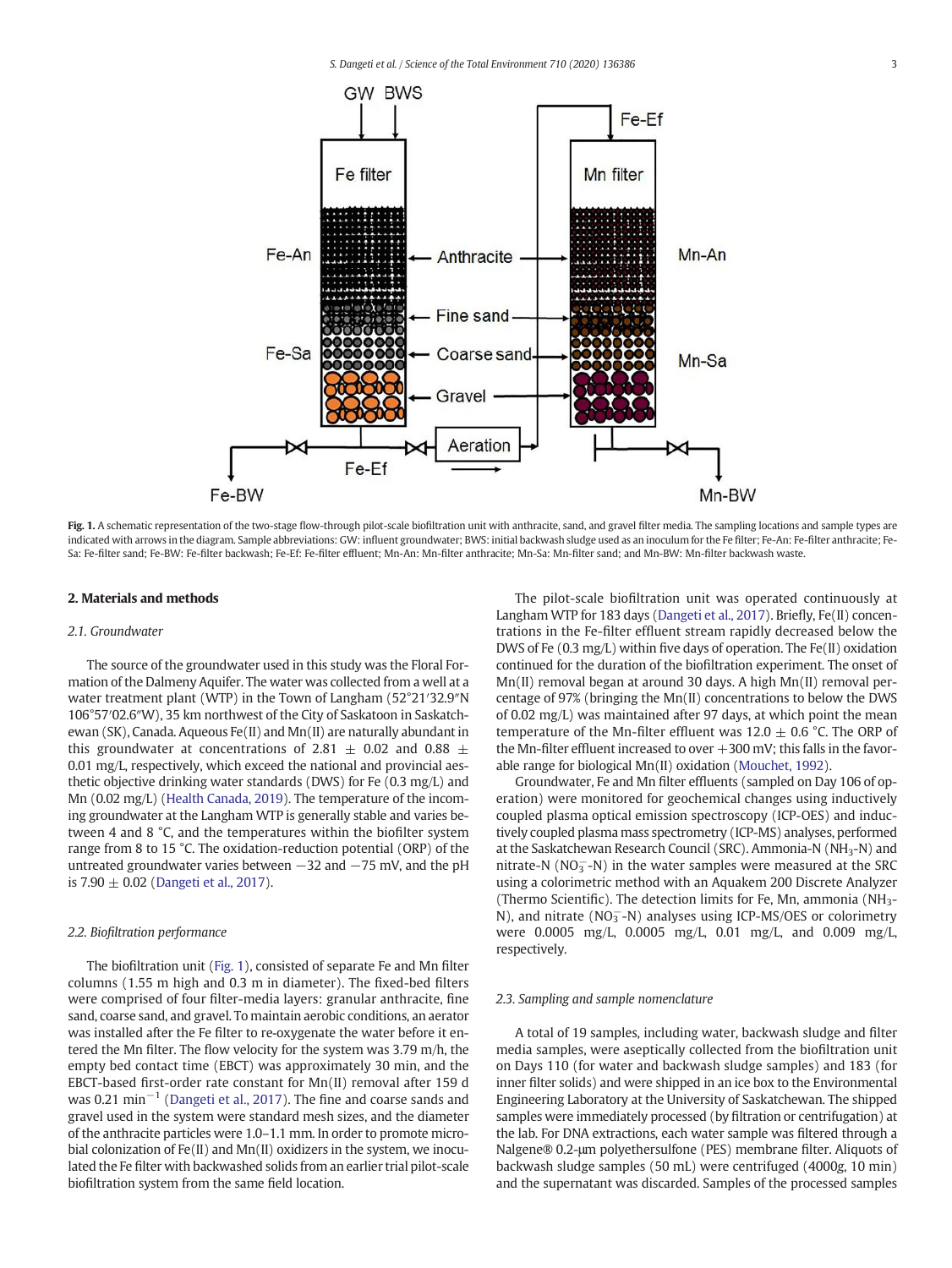Fig. 1. A schematic representation of the two-stage flow-through pilot-scale biofiltration unit with anthracite, sand, and gravel filter media. The sampling locations and sample types are indicated with arrows in the diagram. Sample abbreviations: GW: influent groundwater; BWS: initial backwash sludge used as an inoculum for the Fe filter; Fe-An: Fe-filter anthracite; Fe-Sa: Fe-filter sand; Fe-BW: Fe-filter backwash; Fe-Ef: Fe-filter effluent; Mn-An: Mn-filter anthracite; Mn-Sa: Mn-filter sand; and Mn-BW: Mn-filter backwash waste.

## 2. Materials and methods

### 2.1. Groundwater

The source of the groundwater used in this study was the Floral Formation of the Dalmeny Aquifer. The water was collected from a well at a water treatment plant (WTP) in the Town of Langham (52°21′32.9″N 106°57′02.6″W), 35 km northwest of the City of Saskatoon in Saskatchewan (SK), Canada. Aqueous Fe(II) and Mn(II) are naturally abundant in this groundwater at concentrations of 2.81 ± 0.02 and 0.88 ± 0.01 mg/L, respectively, which exceed the national and provincial aesthetic objective drinking water standards (DWS) for Fe (0.3 mg/L) and Mn (0.02 mg/L) (Health Canada, 2019). The temperature of the incoming groundwater at the Langham WTP is generally stable and varies between 4 and 8 °C, and the temperatures within the biofilter system range from 8 to 15 °C. The oxidation-reduction potential (ORP) of the untreated groundwater varies between −32 and −75 mV, and the pH is 7.90 ± 0.02 (Dangeti et al., 2017).

### 2.2. Biofiltration performance

The biofiltration unit (Fig. 1), consisted of separate Fe and Mn filter columns (1.55 m high and 0.3 m in diameter). The fixed-bed filters were comprised of four filter-media layers: granular anthracite, fine sand, coarse sand, and gravel. To maintain aerobic conditions, an aerator was installed after the Fe filter to re-oxygenate the water before it entered the Mn filter. The flow velocity for the system was 3.79 m/h, the empty bed contact time (EBCT) was approximately 30 min, and the EBCT-based first-order rate constant for Mn(II) removal after 159 d was 0.21 $min^{-1}$ (Dangeti et al., 2017). The fine and coarse sands and gravel used in the system were standard mesh sizes, and the diameter of the anthracite particles were 1.0–1.1 mm. In order to promote microbial colonization of Fe(II) and Mn(II) oxidizers in the system, we inoculated the Fe filter with backwashed solids from an earlier trial pilot-scale biofiltration system from the same field location.

The pilot-scale biofiltration unit was operated continuously at Langham WTP for 183 days (Dangeti et al., 2017). Briefly, Fe(II) concentrations in the Fe-filter effluent stream rapidly decreased below the DWS of Fe (0.3 mg/L) within five days of operation. The Fe(II) oxidation continued for the duration of the biofiltration experiment. The onset of Mn(II) removal began at around 30 days. A high Mn(II) removal percentage of 97% (bringing the Mn(II) concentrations to below the DWS of 0.02 mg/L) was maintained after 97 days, at which point the mean temperature of the Mn-filter effluent was 12.0 ± 0.6 °C. The ORP of the Mn-filter effluent increased to over +300 mV; this falls in the favorable range for biological Mn(II) oxidation (Mouchet, 1992).

Groundwater, Fe and Mn filter effluents (sampled on Day 106 of operation) were monitored for geochemical changes using inductively coupled plasma optical emission spectroscopy (ICP-OES) and inductively coupled plasma mass spectrometry (ICP-MS) analyses, performed at the Saskatchewan Research Council (SRC). Ammonia-N ($NH_3$-N) and nitrate-N ($NO_3^-$-N) in the water samples were measured at the SRC using a colorimetric method with an Aquakem 200 Discrete Analyzer (Thermo Scientific). The detection limits for Fe, Mn, ammonia ($NH_3$-N), and nitrate ($NO_3^-$-N) analyses using ICP-MS/OES or colorimetry were 0.0005 mg/L, 0.0005 mg/L, 0.01 mg/L, and 0.009 mg/L, respectively.

### 2.3. Sampling and sample nomenclature

A total of 19 samples, including water, backwash sludge and filter media samples, were aseptically collected from the biofiltration unit on Days 110 (for water and backwash sludge samples) and 183 (for inner filter solids) and were shipped in an ice box to the Environmental Engineering Laboratory at the University of Saskatchewan. The shipped samples were immediately processed (by filtration or centrifugation) at the lab. For DNA extractions, each water sample was filtered through a Nalgene® 0.2-μm polyethersulfone (PES) membrane filter. Aliquots of backwash sludge samples (50 mL) were centrifuged (4000g, 10 min) and the supernatant was discarded. Samples of the processed samples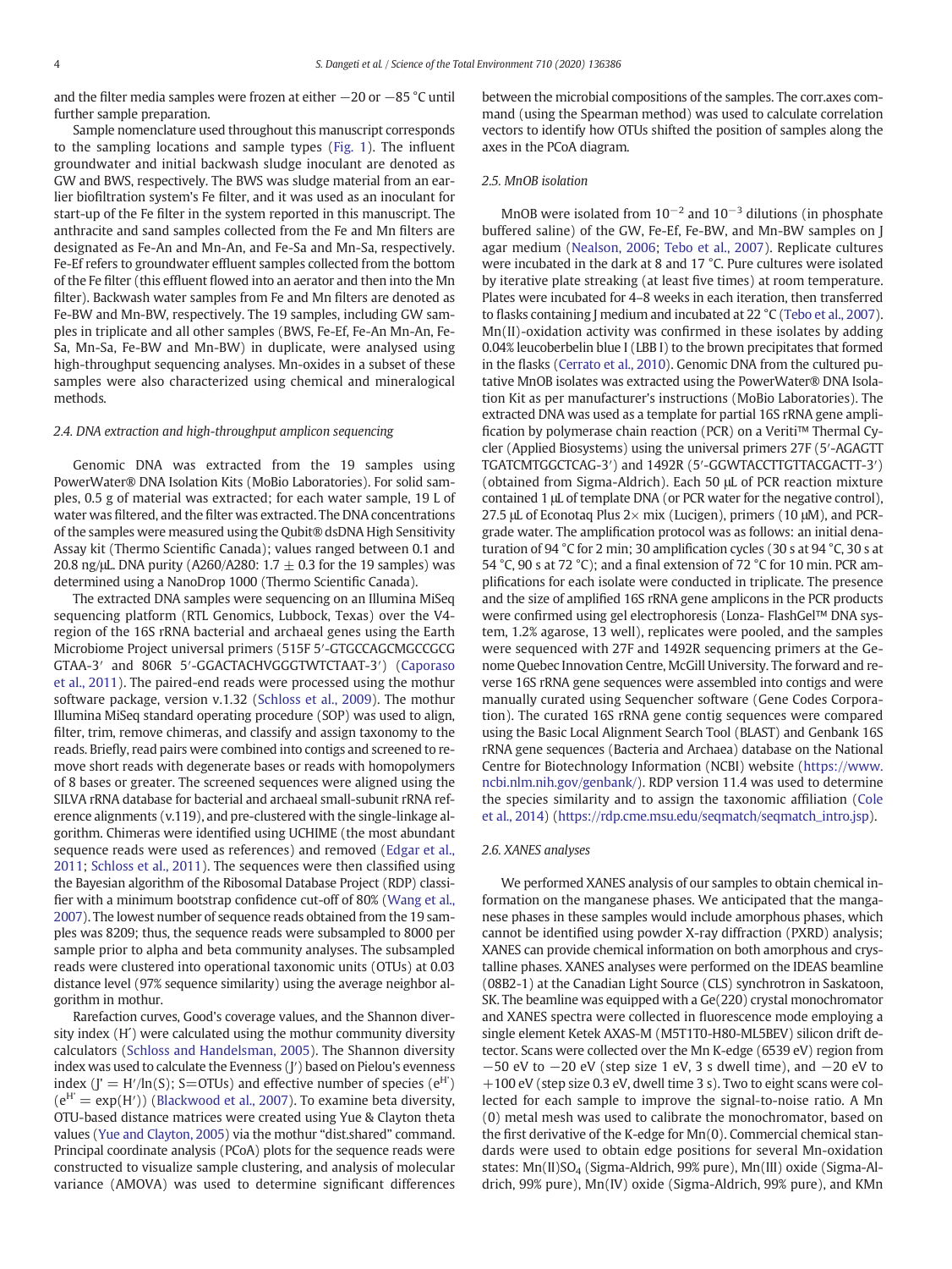and the filter media samples were frozen at either −20 or −85 °C until further sample preparation.

Sample nomenclature used throughout this manuscript corresponds to the sampling locations and sample types (Fig. 1). The influent groundwater and initial backwash sludge inoculant are denoted as GW and BWS, respectively. The BWS was sludge material from an earlier biofiltration system's Fe filter, and it was used as an inoculant for start-up of the Fe filter in the system reported in this manuscript. The anthracite and sand samples collected from the Fe and Mn filters are designated as Fe-An and Mn-An, and Fe-Sa and Mn-Sa, respectively. Fe-Ef refers to groundwater effluent samples collected from the bottom of the Fe filter (this effluent flowed into an aerator and then into the Mn filter). Backwash water samples from Fe and Mn filters are denoted as Fe-BW and Mn-BW, respectively. The 19 samples, including GW samples in triplicate and all other samples (BWS, Fe-Ef, Fe-An Mn-An, Fe-Sa, Mn-Sa, Fe-BW and Mn-BW) in duplicate, were analysed using high-throughput sequencing analyses. Mn-oxides in a subset of these samples were also characterized using chemical and mineralogical methods.

### 2.4. DNA extraction and high-throughput amplicon sequencing

Genomic DNA was extracted from the 19 samples using PowerWater® DNA Isolation Kits (MoBio Laboratories). For solid samples, 0.5 g of material was extracted; for each water sample, 19 L of water was filtered, and the filter was extracted. The DNA concentrations of the samples were measured using the Qubit® dsDNA High Sensitivity Assay kit (Thermo Scientific Canada); values ranged between 0.1 and 20.8 ng/μL. DNA purity (A260/A280: 1.7 ± 0.3 for the 19 samples) was determined using a NanoDrop 1000 (Thermo Scientific Canada).

The extracted DNA samples were sequencing on an Illumina MiSeq sequencing platform (RTL Genomics, Lubbock, Texas) over the V4-region of the 16S rRNA bacterial and archaeal genes using the Earth Microbiome Project universal primers (515F 5′-GTGCCAGCMGCCGCGGTAA-3′ and 806R 5′-GGACTACHVGGGTWTCTAAT-3′) (Caporaso et al., 2011). The paired-end reads were processed using the mothur software package, version v.1.32 (Schloss et al., 2009). The mothur Illumina MiSeq standard operating procedure (SOP) was used to align, filter, trim, remove chimeras, and classify and assign taxonomy to the reads. Briefly, read pairs were combined into contigs and screened to remove short reads with degenerate bases or reads with homopolymers of 8 bases or greater. The screened sequences were aligned using the SILVA rRNA database for bacterial and archaeal small-subunit rRNA reference alignments (v.119), and pre-clustered with the single-linkage algorithm. Chimeras were identified using UCHIME (the most abundant sequence reads were used as references) and removed (Edgar et al., 2011; Schloss et al., 2011). The sequences were then classified using the Bayesian algorithm of the Ribosomal Database Project (RDP) classifier with a minimum bootstrap confidence cut-off of 80% (Wang et al., 2007). The lowest number of sequence reads obtained from the 19 samples was 8209; thus, the sequence reads were subsampled to 8000 per sample prior to alpha and beta community analyses. The subsampled reads were clustered into operational taxonomic units (OTUs) at 0.03 distance level (97% sequence similarity) using the average neighbor algorithm in mothur.

Rarefaction curves, Good's coverage values, and the Shannon diversity index (H′) were calculated using the mothur community diversity calculators (Schloss and Handelsman, 2005). The Shannon diversity index was used to calculate the Evenness (J′) based on Pielou's evenness index ($J' = H'/\ln(S)$; S=OTUs) and effective number of species ($e^{H'}$) ($e^{H'} = \exp(H')$) (Blackwood et al., 2007). To examine beta diversity, OTU-based distance matrices were created using Yue & Clayton theta values (Yue and Clayton, 2005) via the mothur "dist.shared" command. Principal coordinate analysis (PCoA) plots for the sequence reads were constructed to visualize sample clustering, and analysis of molecular variance (AMOVA) was used to determine significant differences between the microbial compositions of the samples. The corr.axes command (using the Spearman method) was used to calculate correlation vectors to identify how OTUs shifted the position of samples along the axes in the PCoA diagram.

### 2.5. MnOB isolation

MnOB were isolated from $10^{-2}$ and $10^{-3}$ dilutions (in phosphate buffered saline) of the GW, Fe-Ef, Fe-BW, and Mn-BW samples on J agar medium (Nealson, 2006; Tebo et al., 2007). Replicate cultures were incubated in the dark at 8 and 17 °C. Pure cultures were isolated by iterative plate streaking (at least five times) at room temperature. Plates were incubated for 4–8 weeks in each iteration, then transferred to flasks containing J medium and incubated at 22 °C (Tebo et al., 2007). Mn(II)-oxidation activity was confirmed in these isolates by adding 0.04% leucoberbelin blue I (LBB I) to the brown precipitates that formed in the flasks (Cerrato et al., 2010). Genomic DNA from the cultured putative MnOB isolates was extracted using the PowerWater® DNA Isolation Kit as per manufacturer's instructions (MoBio Laboratories). The extracted DNA was used as a template for partial 16S rRNA gene amplification by polymerase chain reaction (PCR) on a Veriti™ Thermal Cycler (Applied Biosystems) using the universal primers 27F (5′-AGAGTTTGATCMTGGCTCAG-3′) and 1492R (5′-GGWTACCTTGTTACGACTT-3′) (obtained from Sigma-Aldrich). Each 50 μL of PCR reaction mixture contained 1 μL of template DNA (or PCR water for the negative control), 27.5 μL of Econotaq Plus 2× mix (Lucigen), primers (10 μM), and PCR-grade water. The amplification protocol was as follows: an initial denaturation of 94 °C for 2 min; 30 amplification cycles (30 s at 94 °C, 30 s at 54 °C, 90 s at 72 °C); and a final extension of 72 °C for 10 min. PCR amplifications for each isolate were conducted in triplicate. The presence and the size of amplified 16S rRNA gene amplicons in the PCR products were confirmed using gel electrophoresis (Lonza- FlashGel™ DNA system, 1.2% agarose, 13 well), replicates were pooled, and the samples were sequenced with 27F and 1492R sequencing primers at the Genome Quebec Innovation Centre, McGill University. The forward and reverse 16S rRNA gene sequences were assembled into contigs and were manually curated using Sequencher software (Gene Codes Corporation). The curated 16S rRNA gene contig sequences were compared using the Basic Local Alignment Search Tool (BLAST) and Genbank 16S rRNA gene sequences (Bacteria and Archaea) database on the National Centre for Biotechnology Information (NCBI) website (https://www.ncbi.nlm.nih.gov/genbank/). RDP version 11.4 was used to determine the species similarity and to assign the taxonomic affiliation (Cole et al., 2014) (https://rdp.cme.msu.edu/seqmatch/seqmatch_intro.jsp).

### 2.6. XANES analyses

We performed XANES analysis of our samples to obtain chemical information on the manganese phases. We anticipated that the manganese phases in these samples would include amorphous phases, which cannot be identified using powder X-ray diffraction (PXRD) analysis; XANES can provide chemical information on both amorphous and crystalline phases. XANES analyses were performed on the IDEAS beamline (08B2-1) at the Canadian Light Source (CLS) synchrotron in Saskatoon, SK. The beamline was equipped with a Ge(220) crystal monochromator and XANES spectra were collected in fluorescence mode employing a single element Ketek AXAS-M (M5T1T0-H80-ML5BEV) silicon drift detector. Scans were collected over the Mn K-edge (6539 eV) region from −50 eV to −20 eV (step size 1 eV, 3 s dwell time), and −20 eV to +100 eV (step size 0.3 eV, dwell time 3 s). Two to eight scans were collected for each sample to improve the signal-to-noise ratio. A Mn (0) metal mesh was used to calibrate the monochromator, based on the first derivative of the K-edge for Mn(0). Commercial chemical standards were used to obtain edge positions for several Mn-oxidation states: Mn(II)$SO_4$ (Sigma-Aldrich, 99% pure), Mn(III) oxide (Sigma-Aldrich, 99% pure), Mn(IV) oxide (Sigma-Aldrich, 99% pure), and KMn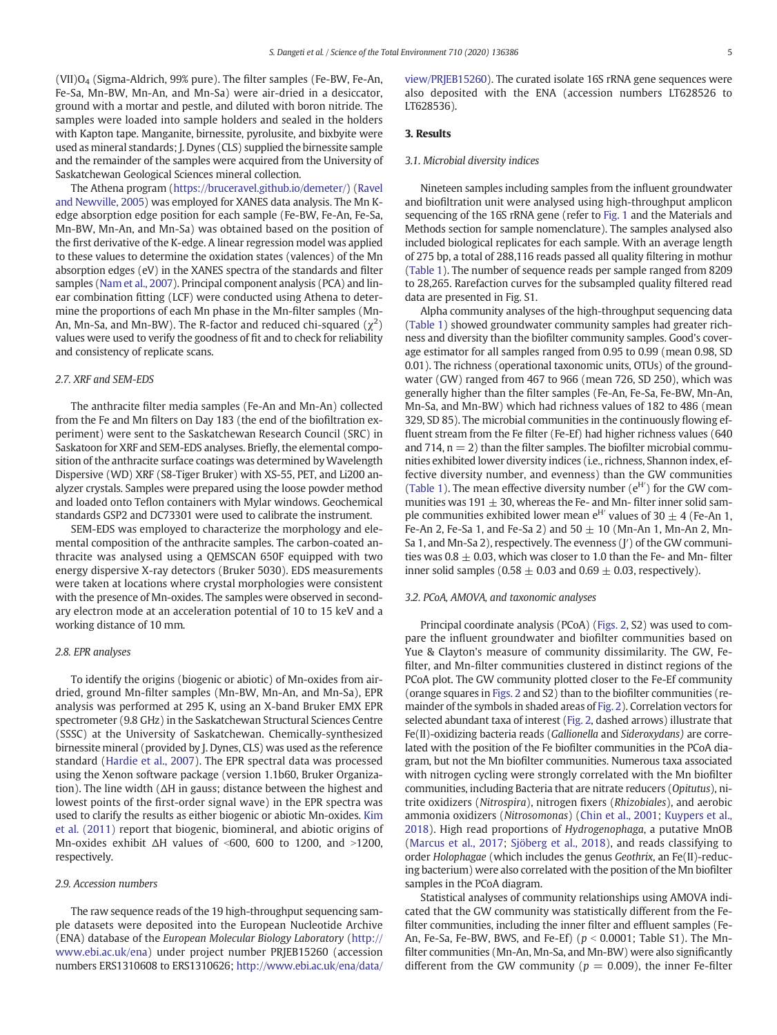(VII)$O_4$ (Sigma-Aldrich, 99% pure). The filter samples (Fe-BW, Fe-An, Fe-Sa, Mn-BW, Mn-An, and Mn-Sa) were air-dried in a desiccator, ground with a mortar and pestle, and diluted with boron nitride. The samples were loaded into sample holders and sealed in the holders with Kapton tape. Manganite, birnessite, pyrolusite, and bixbyite were used as mineral standards; J. Dynes (CLS) supplied the birnessite sample and the remainder of the samples were acquired from the University of Saskatchewan Geological Sciences mineral collection.

The Athena program (https://bruceravel.github.io/demeter/) (Ravel and Newville, 2005) was employed for XANES data analysis. The Mn K-edge absorption edge position for each sample (Fe-BW, Fe-An, Fe-Sa, Mn-BW, Mn-An, and Mn-Sa) was obtained based on the position of the first derivative of the K-edge. A linear regression model was applied to these values to determine the oxidation states (valences) of the Mn absorption edges (eV) in the XANES spectra of the standards and filter samples (Nam et al., 2007). Principal component analysis (PCA) and linear combination fitting (LCF) were conducted using Athena to determine the proportions of each Mn phase in the Mn-filter samples (Mn-An, Mn-Sa, and Mn-BW). The R-factor and reduced chi-squared ($\chi^2$) values were used to verify the goodness of fit and to check for reliability and consistency of replicate scans.

### 2.7. XRF and SEM-EDS

The anthracite filter media samples (Fe-An and Mn-An) collected from the Fe and Mn filters on Day 183 (the end of the biofiltration experiment) were sent to the Saskatchewan Research Council (SRC) in Saskatoon for XRF and SEM-EDS analyses. Briefly, the elemental composition of the anthracite surface coatings was determined by Wavelength Dispersive (WD) XRF (S8-Tiger Bruker) with XS-55, PET, and Li200 analyzer crystals. Samples were prepared using the loose powder method and loaded onto Teflon containers with Mylar windows. Geochemical standards GSP2 and DC73301 were used to calibrate the instrument.

SEM-EDS was employed to characterize the morphology and elemental composition of the anthracite samples. The carbon-coated anthracite was analysed using a QEMSCAN 650F equipped with two energy dispersive X-ray detectors (Bruker 5030). EDS measurements were taken at locations where crystal morphologies were consistent with the presence of Mn-oxides. The samples were observed in secondary electron mode at an acceleration potential of 10 to 15 keV and a working distance of 10 mm.

### 2.8. EPR analyses

To identify the origins (biogenic or abiotic) of Mn-oxides from air-dried, ground Mn-filter samples (Mn-BW, Mn-An, and Mn-Sa), EPR analysis was performed at 295 K, using an X-band Bruker EMX EPR spectrometer (9.8 GHz) in the Saskatchewan Structural Sciences Centre (SSSC) at the University of Saskatchewan. Chemically-synthesized birnessite mineral (provided by J. Dynes, CLS) was used as the reference standard (Hardie et al., 2007). The EPR spectral data was processed using the Xenon software package (version 1.1b60, Bruker Organization). The line width ($\Delta H$ in gauss; distance between the highest and lowest points of the first-order signal wave) in the EPR spectra was used to clarify the results as either biogenic or abiotic Mn-oxides. Kim et al. (2011) report that biogenic, biomineral, and abiotic origins of Mn-oxides exhibit $\Delta H$ values of <600, 600 to 1200, and >1200, respectively.

### 2.9. Accession numbers

The raw sequence reads of the 19 high-throughput sequencing sample datasets were deposited into the European Nucleotide Archive (ENA) database of the *European Molecular Biology Laboratory* (http://www.ebi.ac.uk/ena) under project number PRJEB15260 (accession numbers ERS1310608 to ERS1310626; http://www.ebi.ac.uk/ena/data/view/PRJEB15260). The curated isolate 16S rRNA gene sequences were also deposited with the ENA (accession numbers LT628526 to LT628536).

## 3. Results

### 3.1. Microbial diversity indices

Nineteen samples including samples from the influent groundwater and biofiltration unit were analysed using high-throughput amplicon sequencing of the 16S rRNA gene (refer to Fig. 1 and the Materials and Methods section for sample nomenclature). The samples analysed also included biological replicates for each sample. With an average length of 275 bp, a total of 288,116 reads passed all quality filtering in mothur (Table 1). The number of sequence reads per sample ranged from 8209 to 28,265. Rarefaction curves for the subsampled quality filtered read data are presented in Fig. S1.

Alpha community analyses of the high-throughput sequencing data (Table 1) showed groundwater community samples had greater richness and diversity than the biofilter community samples. Good's coverage estimator for all samples ranged from 0.95 to 0.99 (mean 0.98, SD 0.01). The richness (operational taxonomic units, OTUs) of the groundwater (GW) ranged from 467 to 966 (mean 726, SD 250), which was generally higher than the filter samples (Fe-An, Fe-Sa, Fe-BW, Mn-An, Mn-Sa, and Mn-BW) which had richness values of 182 to 486 (mean 329, SD 85). The microbial communities in the continuously flowing effluent stream from the Fe filter (Fe-Ef) had higher richness values (640 and 714, n = 2) than the filter samples. The biofilter microbial communities exhibited lower diversity indices (i.e., richness, Shannon index, effective diversity number, and evenness) than the GW communities (Table 1). The mean effective diversity number ($e^{H'}$) for the GW communities was 191 ± 30, whereas the Fe- and Mn- filter inner solid sample communities exhibited lower mean $e^{H'}$ values of 30 ± 4 (Fe-An 1, Fe-An 2, Fe-Sa 1, and Fe-Sa 2) and 50 ± 10 (Mn-An 1, Mn-An 2, Mn-Sa 1, and Mn-Sa 2), respectively. The evenness (J′) of the GW communities was 0.8 ± 0.03, which was closer to 1.0 than the Fe- and Mn- filter inner solid samples (0.58 ± 0.03 and 0.69 ± 0.03, respectively).

### 3.2. PCoA, AMOVA, and taxonomic analyses

Principal coordinate analysis (PCoA) (Figs. 2, S2) was used to compare the influent groundwater and biofilter communities based on Yue & Clayton's measure of community dissimilarity. The GW, Fe-filter, and Mn-filter communities clustered in distinct regions of the PCoA plot. The GW community plotted closer to the Fe-Ef community (orange squares in Figs. 2 and S2) than to the biofilter communities (remainder of the symbols in shaded areas of Fig. 2). Correlation vectors for selected abundant taxa of interest (Fig. 2, dashed arrows) illustrate that Fe(II)-oxidizing bacteria reads (*Gallionella* and *Sideroxydans)* are correlated with the position of the Fe biofilter communities in the PCoA diagram, but not the Mn biofilter communities. Numerous taxa associated with nitrogen cycling were strongly correlated with the Mn biofilter communities, including Bacteria that are nitrate reducers (*Opitutus*), nitrite oxidizers (*Nitrospira*), nitrogen fixers (*Rhizobiales*), and aerobic ammonia oxidizers (*Nitrosomonas*) (Chin et al., 2001; Kuypers et al., 2018). High read proportions of *Hydrogenophaga*, a putative MnOB (Marcus et al., 2017; Sjöberg et al., 2018), and reads classifying to order *Holophagae* (which includes the genus *Geothrix*, an Fe(II)-reducing bacterium) were also correlated with the position of the Mn biofilter samples in the PCoA diagram.

Statistical analyses of community relationships using AMOVA indicated that the GW community was statistically different from the Fe-filter communities, including the inner filter and effluent samples (Fe-An, Fe-Sa, Fe-BW, BWS, and Fe-Ef) ($p < 0.0001$; Table S1). The Mn-filter communities (Mn-An, Mn-Sa, and Mn-BW) were also significantly different from the GW community ($p = 0.009$), the inner Fe-filter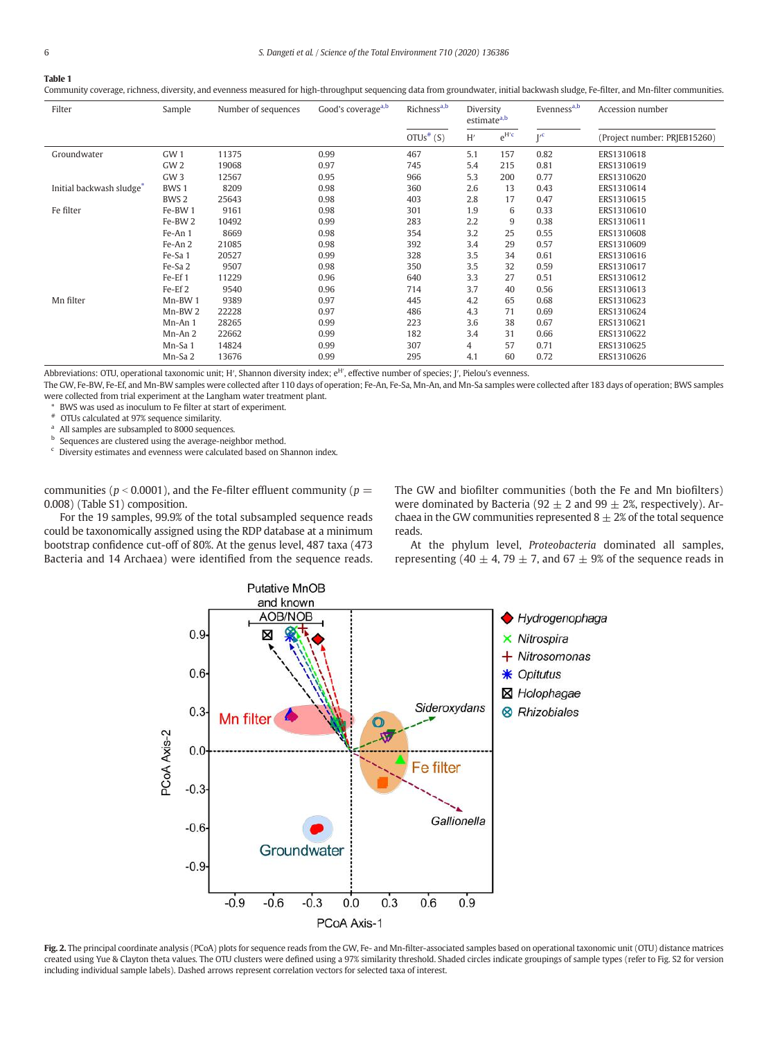**Table 1**

Community coverage, richness, diversity, and evenness measured for high-throughput sequencing data from groundwater, initial backwash sludge, Fe-filter, and Mn-filter communities.

| Filter | Sample | Number of sequences | Good's coverage[a,b] | Richness[a,b] | Diversity estimate[a,b] | | Evenness[a,b] | Accession number |
|---|---|---|---|---|---|---|---|---|
| | | | | OTUs[#] (S) | H′ | $e^{H'c}$ | J′[c] | (Project number: PRJEB15260) |
| Groundwater | GW 1 | 11375 | 0.99 | 467 | 5.1 | 157 | 0.82 | ERS1310618 |
| | GW 2 | 19068 | 0.97 | 745 | 5.4 | 215 | 0.81 | ERS1310619 |
| | GW 3 | 12567 | 0.95 | 966 | 5.3 | 200 | 0.77 | ERS1310620 |
| Initial backwash sludge[*] | BWS 1 | 8209 | 0.98 | 360 | 2.6 | 13 | 0.43 | ERS1310614 |
| | BWS 2 | 25643 | 0.98 | 403 | 2.8 | 17 | 0.47 | ERS1310615 |
| Fe filter | Fe-BW 1 | 9161 | 0.98 | 301 | 1.9 | 6 | 0.33 | ERS1310610 |
| | Fe-BW 2 | 10492 | 0.99 | 283 | 2.2 | 9 | 0.38 | ERS1310611 |
| | Fe-An 1 | 8669 | 0.98 | 354 | 3.2 | 25 | 0.55 | ERS1310608 |
| | Fe-An 2 | 21085 | 0.98 | 392 | 3.4 | 29 | 0.57 | ERS1310609 |
| | Fe-Sa 1 | 20527 | 0.99 | 328 | 3.5 | 34 | 0.61 | ERS1310616 |
| | Fe-Sa 2 | 9507 | 0.98 | 350 | 3.5 | 32 | 0.59 | ERS1310617 |
| | Fe-Ef 1 | 11229 | 0.96 | 640 | 3.3 | 27 | 0.51 | ERS1310612 |
| | Fe-Ef 2 | 9540 | 0.96 | 714 | 3.7 | 40 | 0.56 | ERS1310613 |
| Mn filter | Mn-BW 1 | 9389 | 0.97 | 445 | 4.2 | 65 | 0.68 | ERS1310623 |
| | Mn-BW 2 | 22228 | 0.97 | 486 | 4.3 | 71 | 0.69 | ERS1310624 |
| | Mn-An 1 | 28265 | 0.99 | 223 | 3.6 | 38 | 0.67 | ERS1310621 |
| | Mn-An 2 | 22662 | 0.99 | 182 | 3.4 | 31 | 0.66 | ERS1310622 |
| | Mn-Sa 1 | 14824 | 0.99 | 307 | 4 | 57 | 0.71 | ERS1310625 |
| | Mn-Sa 2 | 13676 | 0.99 | 295 | 4.1 | 60 | 0.72 | ERS1310626 |

Abbreviations: OTU, operational taxonomic unit; H′, Shannon diversity index; $e^{H'}$, effective number of species; J′, Pielou's evenness.

The GW, Fe-BW, Fe-Ef, and Mn-BW samples were collected after 110 days of operation; Fe-An, Fe-Sa, Mn-An, and Mn-Sa samples were collected after 183 days of operation; BWS samples were collected from trial experiment at the Langham water treatment plant.

[*] BWS was used as inoculum to Fe filter at start of experiment.
[#] OTUs calculated at 97% sequence similarity.
[a] All samples are subsampled to 8000 sequences.
[b] Sequences are clustered using the average-neighbor method.
[c] Diversity estimates and evenness were calculated based on Shannon index.

communities ($p < 0.0001$), and the Fe-filter effluent community ($p = 0.008$) (Table S1) composition.

For the 19 samples, 99.9% of the total subsampled sequence reads could be taxonomically assigned using the RDP database at a minimum bootstrap confidence cut-off of 80%. At the genus level, 487 taxa (473 Bacteria and 14 Archaea) were identified from the sequence reads. The GW and biofilter communities (both the Fe and Mn biofilters) were dominated by Bacteria (92 ± 2 and 99 ± 2%, respectively). Archaea in the GW communities represented 8 ± 2% of the total sequence reads.

At the phylum level, *Proteobacteria* dominated all samples, representing (40 ± 4, 79 ± 7, and 67 ± 9% of the sequence reads in

**Fig. 2.** The principal coordinate analysis (PCoA) plots for sequence reads from the GW, Fe- and Mn-filter-associated samples based on operational taxonomic unit (OTU) distance matrices created using Yue & Clayton theta values. The OTU clusters were defined using a 97% similarity threshold. Shaded circles indicate groupings of sample types (refer to Fig. S2 for version including individual sample labels). Dashed arrows represent correlation vectors for selected taxa of interest.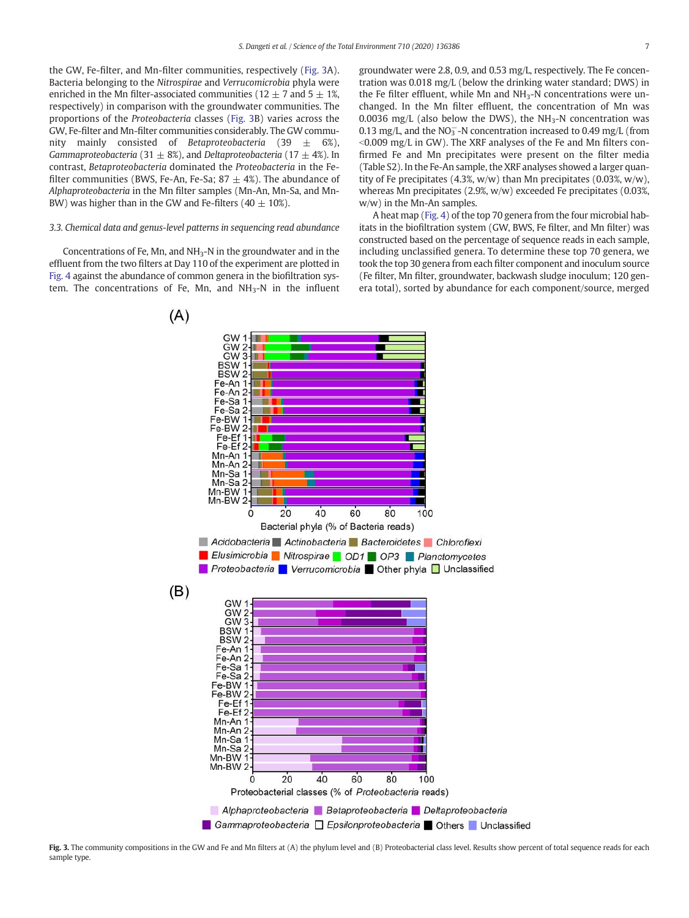the GW, Fe-filter, and Mn-filter communities, respectively (Fig. 3A). Bacteria belonging to the *Nitrospirae* and *Verrucomicrobia* phyla were enriched in the Mn filter-associated communities (12 ± 7 and 5 ± 1%, respectively) in comparison with the groundwater communities. The proportions of the *Proteobacteria* classes (Fig. 3B) varies across the GW, Fe-filter and Mn-filter communities considerably. The GW community mainly consisted of *Betaproteobacteria* (39 ± 6%), *Gammaproteobacteria* (31 ± 8%), and *Deltaproteobacteria* (17 ± 4%). In contrast, *Betaproteobacteria* dominated the *Proteobacteria* in the Fe-filter communities (BWS, Fe-An, Fe-Sa; 87 ± 4%). The abundance of *Alphaproteobacteria* in the Mn filter samples (Mn-An, Mn-Sa, and Mn-BW) was higher than in the GW and Fe-filters (40 ± 10%).

### 3.3. Chemical data and genus-level patterns in sequencing read abundance

Concentrations of Fe, Mn, and $NH_3$-N in the groundwater and in the effluent from the two filters at Day 110 of the experiment are plotted in Fig. 4 against the abundance of common genera in the biofiltration system. The concentrations of Fe, Mn, and $NH_3$-N in the influent groundwater were 2.8, 0.9, and 0.53 mg/L, respectively. The Fe concentration was 0.018 mg/L (below the drinking water standard; DWS) in the Fe filter effluent, while Mn and $NH_3$-N concentrations were unchanged. In the Mn filter effluent, the concentration of Mn was 0.0036 mg/L (also below the DWS), the $NH_3$-N concentration was 0.13 mg/L, and the $NO_3^-$-N concentration increased to 0.49 mg/L (from <0.009 mg/L in GW). The XRF analyses of the Fe and Mn filters confirmed Fe and Mn precipitates were present on the filter media (Table S2). In the Fe-An sample, the XRF analyses showed a larger quantity of Fe precipitates (4.3%, w/w) than Mn precipitates (0.03%, w/w), whereas Mn precipitates (2.9%, w/w) exceeded Fe precipitates (0.03%, w/w) in the Mn-An samples.

A heat map (Fig. 4) of the top 70 genera from the four microbial habitats in the biofiltration system (GW, BWS, Fe filter, and Mn filter) was constructed based on the percentage of sequence reads in each sample, including unclassified genera. To determine these top 70 genera, we took the top 30 genera from each filter component and inoculum source (Fe filter, Mn filter, groundwater, backwash sludge inoculum; 120 genera total), sorted by abundance for each component/source, merged

**Fig. 3.** The community compositions in the GW and Fe and Mn filters at (A) the phylum level and (B) Proteobacterial class level. Results show percent of total sequence reads for each sample type.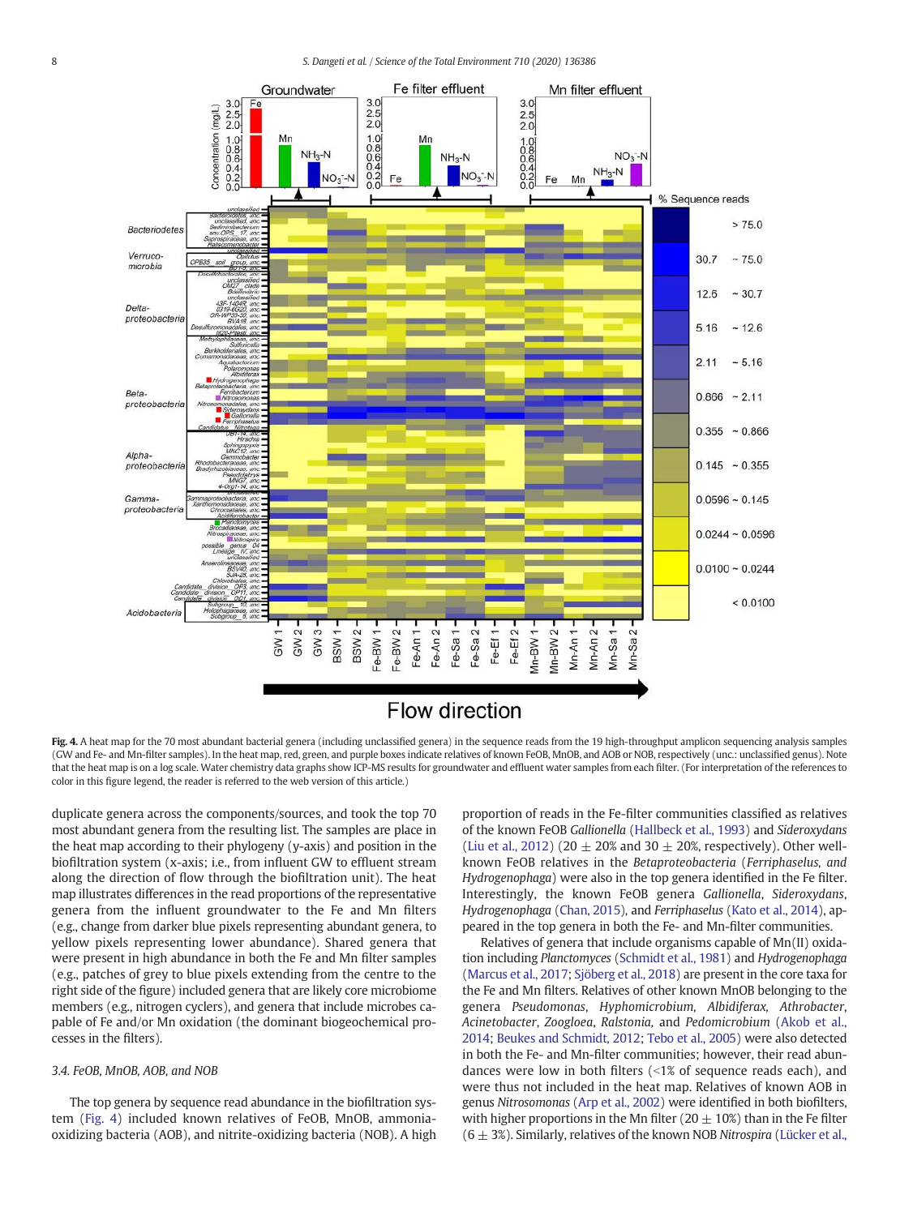**Fig. 4.** A heat map for the 70 most abundant bacterial genera (including unclassified genera) in the sequence reads from the 19 high-throughput amplicon sequencing analysis samples (GW and Fe- and Mn-filter samples). In the heat map, red, green, and purple boxes indicate relatives of known FeOB, MnOB, and AOB or NOB, respectively (unc.: unclassified genus). Note that the heat map is on a log scale. Water chemistry data graphs show ICP-MS results for groundwater and effluent water samples from each filter. (For interpretation of the references to color in this figure legend, the reader is referred to the web version of this article.)

duplicate genera across the components/sources, and took the top 70 most abundant genera from the resulting list. The samples are place in the heat map according to their phylogeny (y-axis) and position in the biofiltration system (x-axis; i.e., from influent GW to effluent stream along the direction of flow through the biofiltration unit). The heat map illustrates differences in the read proportions of the representative genera from the influent groundwater to the Fe and Mn filters (e.g., change from darker blue pixels representing abundant genera, to yellow pixels representing lower abundance). Shared genera that were present in high abundance in both the Fe and Mn filter samples (e.g., patches of grey to blue pixels extending from the centre to the right side of the figure) included genera that are likely core microbiome members (e.g., nitrogen cyclers), and genera that include microbes capable of Fe and/or Mn oxidation (the dominant biogeochemical processes in the filters).

### 3.4. FeOB, MnOB, AOB, and NOB

The top genera by sequence read abundance in the biofiltration system (Fig. 4) included known relatives of FeOB, MnOB, ammonia-oxidizing bacteria (AOB), and nitrite-oxidizing bacteria (NOB). A high proportion of reads in the Fe-filter communities classified as relatives of the known FeOB *Gallionella* (Hallbeck et al., 1993) and *Sideroxydans* (Liu et al., 2012) (20 ± 20% and 30 ± 20%, respectively). Other well-known FeOB relatives in the *Betaproteobacteria* (*Ferriphaselus, and Hydrogenophaga*) were also in the top genera identified in the Fe filter. Interestingly, the known FeOB genera *Gallionella*, *Sideroxydans*, *Hydrogenophaga* (Chan, 2015), and *Ferriphaselus* (Kato et al., 2014), appeared in the top genera in both the Fe- and Mn-filter communities.

Relatives of genera that include organisms capable of Mn(II) oxidation including *Planctomyces* (Schmidt et al., 1981) and *Hydrogenophaga* (Marcus et al., 2017; Sjöberg et al., 2018) are present in the core taxa for the Fe and Mn filters. Relatives of other known MnOB belonging to the genera *Pseudomonas*, *Hyphomicrobium*, *Albidiferax*, *Athrobacter*, *Acinetobacter*, *Zoogloea*, *Ralstonia*, and *Pedomicrobium* (Akob et al., 2014; Beukes and Schmidt, 2012; Tebo et al., 2005) were also detected in both the Fe- and Mn-filter communities; however, their read abundances were low in both filters (<1% of sequence reads each), and were thus not included in the heat map. Relatives of known AOB in genus *Nitrosomonas* (Arp et al., 2002) were identified in both biofilters, with higher proportions in the Mn filter (20 ± 10%) than in the Fe filter (6 ± 3%). Similarly, relatives of the known NOB *Nitrospira* (Lücker et al.,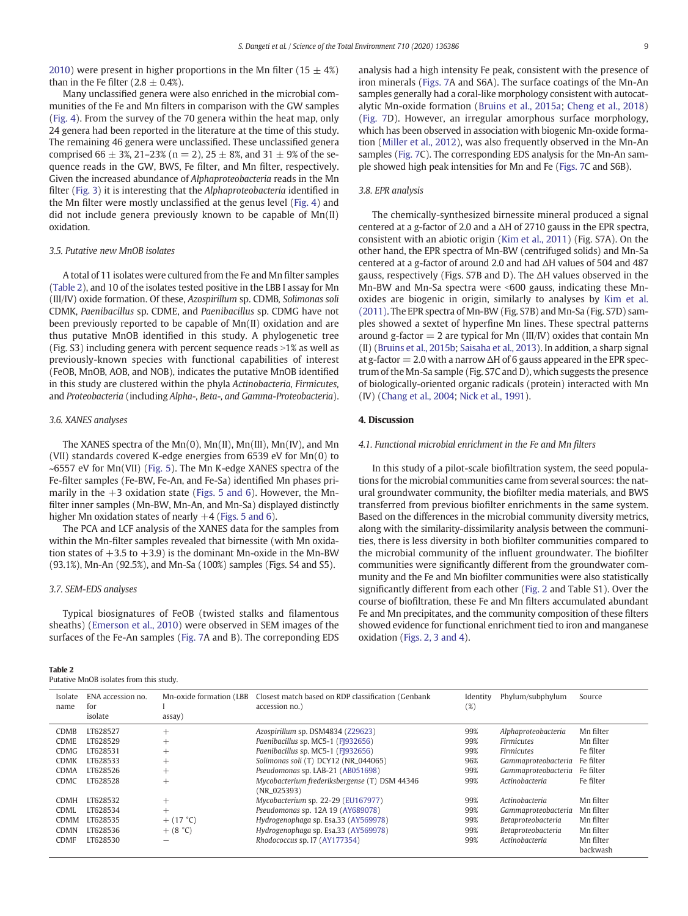2010) were present in higher proportions in the Mn filter (15 ± 4%) than in the Fe filter (2.8 ± 0.4%).

Many unclassified genera were also enriched in the microbial communities of the Fe and Mn filters in comparison with the GW samples (Fig. 4). From the survey of the 70 genera within the heat map, only 24 genera had been reported in the literature at the time of this study. The remaining 46 genera were unclassified. These unclassified genera comprised 66 ± 3%, 21–23% (n = 2), 25 ± 8%, and 31 ± 9% of the sequence reads in the GW, BWS, Fe filter, and Mn filter, respectively. Given the increased abundance of *Alphaproteobacteria* reads in the Mn filter (Fig. 3) it is interesting that the *Alphaproteobacteria* identified in the Mn filter were mostly unclassified at the genus level (Fig. 4) and did not include genera previously known to be capable of Mn(II) oxidation.

### 3.5. Putative new MnOB isolates

A total of 11 isolates were cultured from the Fe and Mn filter samples (Table 2), and 10 of the isolates tested positive in the LBB I assay for Mn (III/IV) oxide formation. Of these, *Azospirillum* sp. CDMB, *Solimonas soli* CDMK, *Paenibacillus* sp. CDME, and *Paenibacillus* sp. CDMG have not been previously reported to be capable of Mn(II) oxidation and are thus putative MnOB identified in this study. A phylogenetic tree (Fig. S3) including genera with percent sequence reads >1% as well as previously-known species with functional capabilities of interest (FeOB, MnOB, AOB, and NOB), indicates the putative MnOB identified in this study are clustered within the phyla *Actinobacteria, Firmicutes,* and *Proteobacteria* (including *Alpha-, Beta-, and Gamma-Proteobacteria*).

### 3.6. XANES analyses

The XANES spectra of the Mn(0), Mn(II), Mn(III), Mn(IV), and Mn (VII) standards covered K-edge energies from 6539 eV for Mn(0) to ~6557 eV for Mn(VII) (Fig. 5). The Mn K-edge XANES spectra of the Fe-filter samples (Fe-BW, Fe-An, and Fe-Sa) identified Mn phases primarily in the +3 oxidation state (Figs. 5 and 6). However, the Mn-filter inner samples (Mn-BW, Mn-An, and Mn-Sa) displayed distinctly higher Mn oxidation states of nearly +4 (Figs. 5 and 6).

The PCA and LCF analysis of the XANES data for the samples from within the Mn-filter samples revealed that birnessite (with Mn oxidation states of +3.5 to +3.9) is the dominant Mn-oxide in the Mn-BW (93.1%), Mn-An (92.5%), and Mn-Sa (100%) samples (Figs. S4 and S5).

### 3.7. SEM-EDS analyses

Typical biosignatures of FeOB (twisted stalks and filamentous sheaths) (Emerson et al., 2010) were observed in SEM images of the surfaces of the Fe-An samples (Fig. 7A and B). The correponding EDS analysis had a high intensity Fe peak, consistent with the presence of iron minerals (Figs. 7A and S6A). The surface coatings of the Mn-An samples generally had a coral-like morphology consistent with autocatalytic Mn-oxide formation (Bruins et al., 2015a; Cheng et al., 2018) (Fig. 7D). However, an irregular amorphous surface morphology, which has been observed in association with biogenic Mn-oxide formation (Miller et al., 2012), was also frequently observed in the Mn-An samples (Fig. 7C). The corresponding EDS analysis for the Mn-An sample showed high peak intensities for Mn and Fe (Figs. 7C and S6B).

### 3.8. EPR analysis

The chemically-synthesized birnessite mineral produced a signal centered at a g-factor of 2.0 and a ΔH of 2710 gauss in the EPR spectra, consistent with an abiotic origin (Kim et al., 2011) (Fig. S7A). On the other hand, the EPR spectra of Mn-BW (centrifuged solids) and Mn-Sa centered at a g-factor of around 2.0 and had ΔH values of 504 and 487 gauss, respectively (Figs. S7B and D). The ΔH values observed in the Mn-BW and Mn-Sa spectra were <600 gauss, indicating these Mn-oxides are biogenic in origin, similarly to analyses by Kim et al. (2011). The EPR spectra of Mn-BW (Fig. S7B) and Mn-Sa (Fig. S7D) samples showed a sextet of hyperfine Mn lines. These spectral patterns around g-factor = 2 are typical for Mn (III/IV) oxides that contain Mn (II) (Bruins et al., 2015b; Saisaha et al., 2013). In addition, a sharp signal at g-factor = 2.0 with a narrow ΔH of 6 gauss appeared in the EPR spectrum of the Mn-Sa sample (Fig. S7C and D), which suggests the presence of biologically-oriented organic radicals (protein) interacted with Mn (IV) (Chang et al., 2004; Nick et al., 1991).

## 4. Discussion

### 4.1. Functional microbial enrichment in the Fe and Mn filters

In this study of a pilot-scale biofiltration system, the seed populations for the microbial communities came from several sources: the natural groundwater community, the biofilter media materials, and BWS transferred from previous biofilter enrichments in the same system. Based on the differences in the microbial community diversity metrics, along with the similarity-dissimilarity analysis between the communities, there is less diversity in both biofilter communities compared to the microbial community of the influent groundwater. The biofilter communities were significantly different from the groundwater community and the Fe and Mn biofilter communities were also statistically significantly different from each other (Fig. 2 and Table S1). Over the course of biofiltration, these Fe and Mn filters accumulated abundant Fe and Mn precipitates, and the community composition of these filters showed evidence for functional enrichment tied to iron and manganese oxidation (Figs. 2, 3 and 4).

**Table 2**
Putative MnOB isolates from this study.

| Isolate name | ENA accession no. for isolate | Mn-oxide formation (LBB I assay) | Closest match based on RDP classification (Genbank accession no.) | Identity (%) | Phylum/subphylum | Source |
|---|---|---|---|---|---|---|
| CDMB | LT628527 | + | *Azospirillum* sp. DSM4834 (Z29623) | 99% | *Alphaproteobacteria* | Mn filter |
| CDME | LT628529 | + | *Paenibacillus* sp. MC5-1 (FJ932656) | 99% | *Firmicutes* | Mn filter |
| CDMG | LT628531 | + | *Paenibacillus* sp. MC5-1 (FJ932656) | 99% | *Firmicutes* | Fe filter |
| CDMK | LT628533 | + | *Solimonas soli* (T) DCY12 (NR_044065) | 96% | *Gammaproteobacteria* | Fe filter |
| CDMA | LT628526 | + | *Pseudomonas* sp. LAB-21 (AB051698) | 99% | *Gammaproteobacteria* | Fe filter |
| CDMC | LT628528 | + | *Mycobacterium frederiksbergense* (T) DSM 44346 (NR_025393) | 99% | *Actinobacteria* | Fe filter |
| CDMH | LT628532 | + | *Mycobacterium* sp. 22-29 (EU167977) | 99% | *Actinobacteria* | Mn filter |
| CDML | LT628534 | + | *Pseudomonas* sp. 12A 19 (AY689078) | 99% | *Gammaproteobacteria* | Mn filter |
| CDMM | LT628535 | + (17 °C) | *Hydrogenophaga* sp. Esa.33 (AY569978) | 99% | *Betaproteobacteria* | Mn filter |
| CDMN | LT628536 | + (8 °C) | *Hydrogenophaga* sp. Esa.33 (AY569978) | 99% | *Betaproteobacteria* | Mn filter |
| CDMF | LT628530 | − | *Rhodococcus* sp. I7 (AY177354) | 99% | *Actinobacteria* | Mn filter backwash |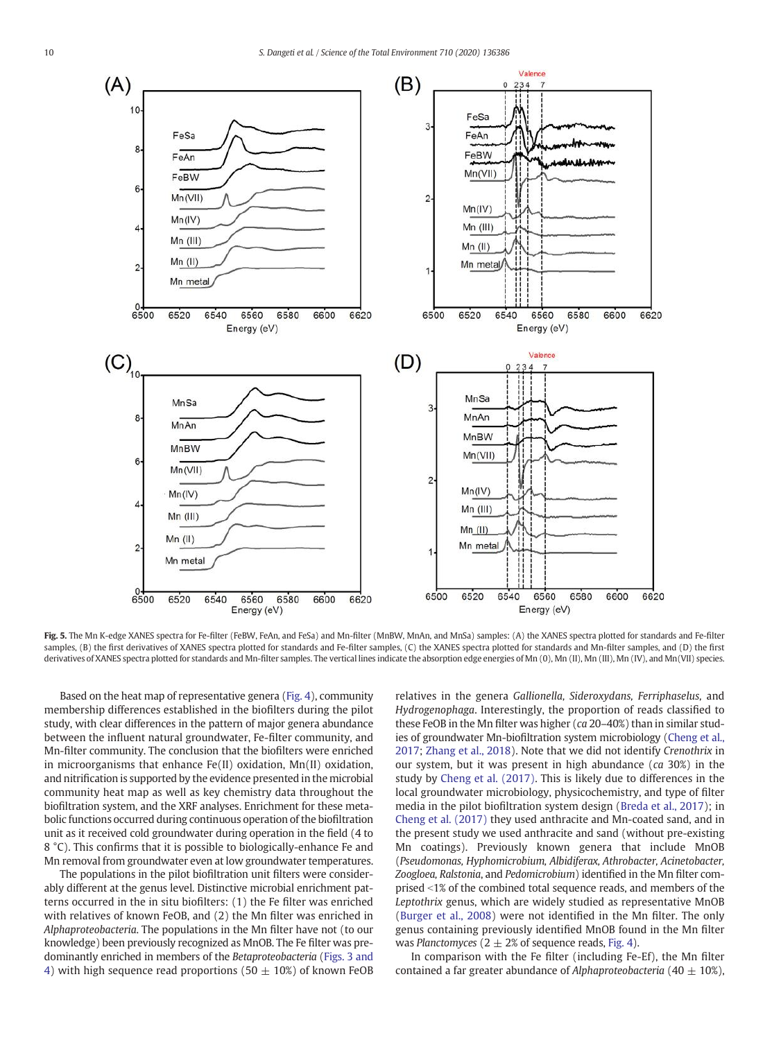**Fig. 5.** The Mn K-edge XANES spectra for Fe-filter (FeBW, FeAn, and FeSa) and Mn-filter (MnBW, MnAn, and MnSa) samples: (A) the XANES spectra plotted for standards and Fe-filter samples, (B) the first derivatives of XANES spectra plotted for standards and Fe-filter samples, (C) the XANES spectra plotted for standards and Mn-filter samples, and (D) the first derivatives of XANES spectra plotted for standards and Mn-filter samples. The vertical lines indicate the absorption edge energies of Mn (0), Mn (II), Mn (III), Mn (IV), and Mn(VII) species.

Based on the heat map of representative genera (Fig. 4), community membership differences established in the biofilters during the pilot study, with clear differences in the pattern of major genera abundance between the influent natural groundwater, Fe-filter community, and Mn-filter community. The conclusion that the biofilters were enriched in microorganisms that enhance Fe(II) oxidation, Mn(II) oxidation, and nitrification is supported by the evidence presented in the microbial community heat map as well as key chemistry data throughout the biofiltration system, and the XRF analyses. Enrichment for these metabolic functions occurred during continuous operation of the biofiltration unit as it received cold groundwater during operation in the field (4 to 8 °C). This confirms that it is possible to biologically-enhance Fe and Mn removal from groundwater even at low groundwater temperatures.

The populations in the pilot biofiltration unit filters were considerably different at the genus level. Distinctive microbial enrichment patterns occurred in the in situ biofilters: (1) the Fe filter was enriched with relatives of known FeOB, and (2) the Mn filter was enriched in *Alphaproteobacteria*. The populations in the Mn filter have not (to our knowledge) been previously recognized as MnOB. The Fe filter was predominantly enriched in members of the *Betaproteobacteria* (Figs. 3 and 4) with high sequence read proportions (50 ± 10%) of known FeOB relatives in the genera *Gallionella*, *Sideroxydans*, *Ferriphaselus*, and *Hydrogenophaga*. Interestingly, the proportion of reads classified to these FeOB in the Mn filter was higher (*ca* 20–40%) than in similar studies of groundwater Mn-biofiltration system microbiology (Cheng et al., 2017; Zhang et al., 2018). Note that we did not identify *Crenothrix* in our system, but it was present in high abundance (*ca* 30%) in the study by Cheng et al. (2017). This is likely due to differences in the local groundwater microbiology, physicochemistry, and type of filter media in the pilot biofiltration system design (Breda et al., 2017); in Cheng et al. (2017) they used anthracite and Mn-coated sand, and in the present study we used anthracite and sand (without pre-existing Mn coatings). Previously known genera that include MnOB (*Pseudomonas, Hyphomicrobium, Albidiferax, Athrobacter, Acinetobacter, Zoogloea, Ralstonia*, and *Pedomicrobium*) identified in the Mn filter comprised <1% of the combined total sequence reads, and members of the *Leptothrix* genus, which are widely studied as representative MnOB (Burger et al., 2008) were not identified in the Mn filter. The only genus containing previously identified MnOB found in the Mn filter was *Planctomyces* (2 ± 2% of sequence reads, Fig. 4).

In comparison with the Fe filter (including Fe-Ef), the Mn filter contained a far greater abundance of *Alphaproteobacteria* (40 ± 10%),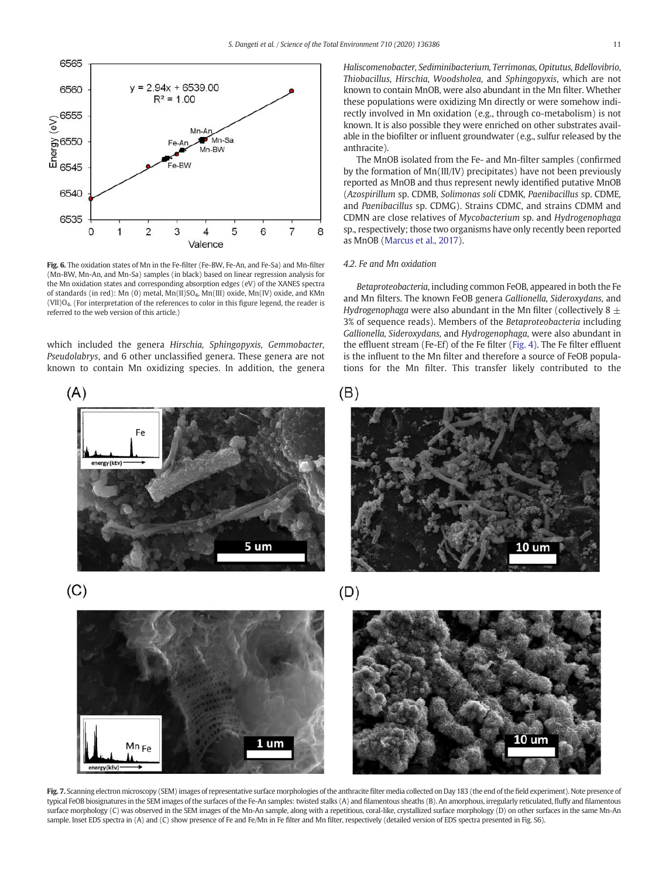y = 2.94x + 6539.00
R² = 1.00

Energy (eV)

Valence

Mn-An
Mn-Sa
Mn-BW
Fe-An
Fe-BW

**Fig. 6.** The oxidation states of Mn in the Fe-filter (Fe-BW, Fe-An, and Fe-Sa) and Mn-filter (Mn-BW, Mn-An, and Mn-Sa) samples (in black) based on linear regression analysis for the Mn oxidation states and corresponding absorption edges (eV) of the XANES spectra of standards (in red): Mn (0) metal, Mn(II)SO$_4$, Mn(III) oxide, Mn(IV) oxide, and KMn (VII)O$_4$. (For interpretation of the references to color in this figure legend, the reader is referred to the web version of this article.)

which included the genera *Hirschia, Sphingopyxis, Gemmobacter, Pseudolabrys*, and 6 other unclassified genera. These genera are not known to contain Mn oxidizing species. In addition, the genera *Haliscomenobacter, Sediminibacterium, Terrimonas, Opitutus, Bdellovibrio, Thiobacillus, Hirschia, Woodsholea*, and *Sphingopyxis*, which are not known to contain MnOB, were also abundant in the Mn filter. Whether these populations were oxidizing Mn directly or were somehow indirectly involved in Mn oxidation (e.g., through co-metabolism) is not known. It is also possible they were enriched on other substrates available in the biofilter or influent groundwater (e.g., sulfur released by the anthracite).

The MnOB isolated from the Fe- and Mn-filter samples (confirmed by the formation of Mn(III/IV) precipitates) have not been previously reported as MnOB and thus represent newly identified putative MnOB (*Azospirillum* sp. CDMB, *Solimonas soli* CDMK, *Paenibacillus* sp. CDME, and *Paenibacillus* sp. CDMG). Strains CDMC, and strains CDMM and CDMN are close relatives of *Mycobacterium* sp. and *Hydrogenophaga* sp., respectively; those two organisms have only recently been reported as MnOB (Marcus et al., 2017).

### 4.2. Fe and Mn oxidation

*Betaproteobacteria*, including common FeOB, appeared in both the Fe and Mn filters. The known FeOB genera *Gallionella, Sideroxydans,* and *Hydrogenophaga* were also abundant in the Mn filter (collectively 8 ± 3% of sequence reads). Members of the *Betaproteobacteria* including *Gallionella, Sideroxydans,* and *Hydrogenophaga*, were also abundant in the effluent stream (Fe-Ef) of the Fe filter (Fig. 4). The Fe filter effluent is the influent to the Mn filter and therefore a source of FeOB populations for the Mn filter. This transfer likely contributed to the

(A) (B) (C) (D)

**Fig. 7.** Scanning electron microscopy (SEM) images of representative surface morphologies of the anthracite filter media collected on Day 183 (the end of the field experiment). Note presence of typical FeOB biosignatures in the SEM images of the surfaces of the Fe-An samples: twisted stalks (A) and filamentous sheaths (B). An amorphous, irregularly reticulated, fluffy and filamentous surface morphology (C) was observed in the SEM images of the Mn-An sample, along with a repetitious, coral-like, crystallized surface morphology (D) on other surfaces in the same Mn-An sample. Inset EDS spectra in (A) and (C) show presence of Fe and Fe/Mn in Fe filter and Mn filter, respectively (detailed version of EDS spectra presented in Fig. S6).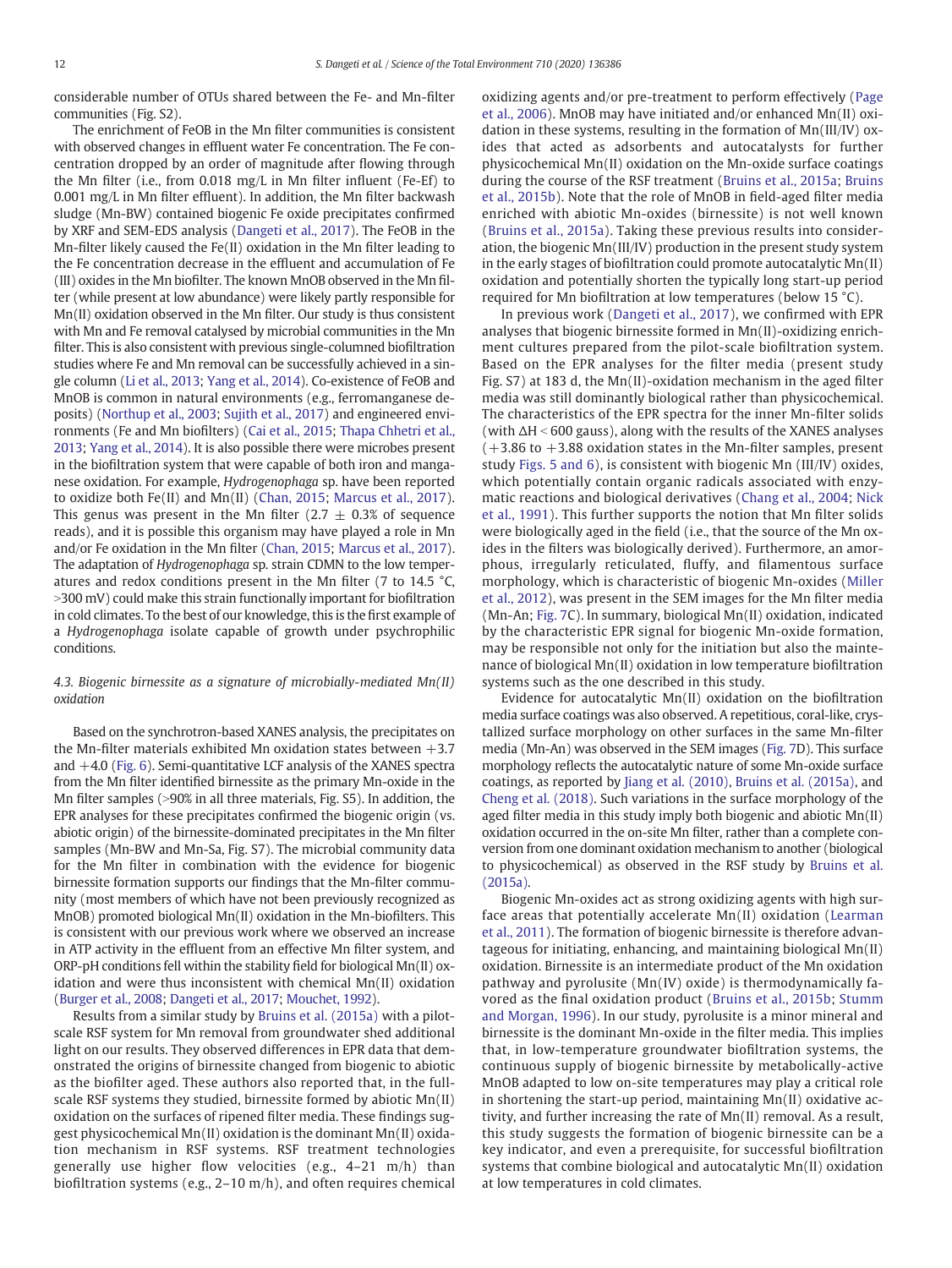considerable number of OTUs shared between the Fe- and Mn-filter communities (Fig. S2).

The enrichment of FeOB in the Mn filter communities is consistent with observed changes in effluent water Fe concentration. The Fe concentration dropped by an order of magnitude after flowing through the Mn filter (i.e., from 0.018 mg/L in Mn filter influent (Fe-Ef) to 0.001 mg/L in Mn filter effluent). In addition, the Mn filter backwash sludge (Mn-BW) contained biogenic Fe oxide precipitates confirmed by XRF and SEM-EDS analysis (Dangeti et al., 2017). The FeOB in the Mn-filter likely caused the Fe(II) oxidation in the Mn filter leading to the Fe concentration decrease in the effluent and accumulation of Fe (III) oxides in the Mn biofilter. The known MnOB observed in the Mn filter (while present at low abundance) were likely partly responsible for Mn(II) oxidation observed in the Mn filter. Our study is thus consistent with Mn and Fe removal catalysed by microbial communities in the Mn filter. This is also consistent with previous single-columned biofiltration studies where Fe and Mn removal can be successfully achieved in a single column (Li et al., 2013; Yang et al., 2014). Co-existence of FeOB and MnOB is common in natural environments (e.g., ferromanganese deposits) (Northup et al., 2003; Sujith et al., 2017) and engineered environments (Fe and Mn biofilters) (Cai et al., 2015; Thapa Chhetri et al., 2013; Yang et al., 2014). It is also possible there were microbes present in the biofiltration system that were capable of both iron and manganese oxidation. For example, *Hydrogenophaga* sp. have been reported to oxidize both Fe(II) and Mn(II) (Chan, 2015; Marcus et al., 2017). This genus was present in the Mn filter ($2.7 \pm 0.3\%$ of sequence reads), and it is possible this organism may have played a role in Mn and/or Fe oxidation in the Mn filter (Chan, 2015; Marcus et al., 2017). The adaptation of *Hydrogenophaga* sp. strain CDMN to the low temperatures and redox conditions present in the Mn filter (7 to 14.5 °C, >300 mV) could make this strain functionally important for biofiltration in cold climates. To the best of our knowledge, this is the first example of a *Hydrogenophaga* isolate capable of growth under psychrophilic conditions.

### 4.3. Biogenic birnessite as a signature of microbially-mediated Mn(II) oxidation

Based on the synchrotron-based XANES analysis, the precipitates on the Mn-filter materials exhibited Mn oxidation states between +3.7 and +4.0 (Fig. 6). Semi-quantitative LCF analysis of the XANES spectra from the Mn filter identified birnessite as the primary Mn-oxide in the Mn filter samples (>90% in all three materials, Fig. S5). In addition, the EPR analyses for these precipitates confirmed the biogenic origin (vs. abiotic origin) of the birnessite-dominated precipitates in the Mn filter samples (Mn-BW and Mn-Sa, Fig. S7). The microbial community data for the Mn filter in combination with the evidence for biogenic birnessite formation supports our findings that the Mn-filter community (most members of which have not been previously recognized as MnOB) promoted biological Mn(II) oxidation in the Mn-biofilters. This is consistent with our previous work where we observed an increase in ATP activity in the effluent from an effective Mn filter system, and ORP-pH conditions fell within the stability field for biological Mn(II) oxidation and were thus inconsistent with chemical Mn(II) oxidation (Burger et al., 2008; Dangeti et al., 2017; Mouchet, 1992).

Results from a similar study by Bruins et al. (2015a) with a pilot-scale RSF system for Mn removal from groundwater shed additional light on our results. They observed differences in EPR data that demonstrated the origins of birnessite changed from biogenic to abiotic as the biofilter aged. These authors also reported that, in the full-scale RSF systems they studied, birnessite formed by abiotic Mn(II) oxidation on the surfaces of ripened filter media. These findings suggest physicochemical Mn(II) oxidation is the dominant Mn(II) oxidation mechanism in RSF systems. RSF treatment technologies generally use higher flow velocities (e.g., 4–21 m/h) than biofiltration systems (e.g., 2–10 m/h), and often requires chemical oxidizing agents and/or pre-treatment to perform effectively (Page et al., 2006). MnOB may have initiated and/or enhanced Mn(II) oxidation in these systems, resulting in the formation of Mn(III/IV) oxides that acted as adsorbents and autocatalysts for further physicochemical Mn(II) oxidation on the Mn-oxide surface coatings during the course of the RSF treatment (Bruins et al., 2015a; Bruins et al., 2015b). Note that the role of MnOB in field-aged filter media enriched with abiotic Mn-oxides (birnessite) is not well known (Bruins et al., 2015a). Taking these previous results into consideration, the biogenic Mn(III/IV) production in the present study system in the early stages of biofiltration could promote autocatalytic Mn(II) oxidation and potentially shorten the typically long start-up period required for Mn biofiltration at low temperatures (below 15 °C).

In previous work (Dangeti et al., 2017), we confirmed with EPR analyses that biogenic birnessite formed in Mn(II)-oxidizing enrichment cultures prepared from the pilot-scale biofiltration system. Based on the EPR analyses for the filter media (present study Fig. S7) at 183 d, the Mn(II)-oxidation mechanism in the aged filter media was still dominantly biological rather than physicochemical. The characteristics of the EPR spectra for the inner Mn-filter solids (with $\Delta H < 600$ gauss), along with the results of the XANES analyses (+3.86 to +3.88 oxidation states in the Mn-filter samples, present study Figs. 5 and 6), is consistent with biogenic Mn (III/IV) oxides, which potentially contain organic radicals associated with enzymatic reactions and biological derivatives (Chang et al., 2004; Nick et al., 1991). This further supports the notion that Mn filter solids were biologically aged in the field (i.e., that the source of the Mn oxides in the filters was biologically derived). Furthermore, an amorphous, irregularly reticulated, fluffy, and filamentous surface morphology, which is characteristic of biogenic Mn-oxides (Miller et al., 2012), was present in the SEM images for the Mn filter media (Mn-An; Fig. 7C). In summary, biological Mn(II) oxidation, indicated by the characteristic EPR signal for biogenic Mn-oxide formation, may be responsible not only for the initiation but also the maintenance of biological Mn(II) oxidation in low temperature biofiltration systems such as the one described in this study.

Evidence for autocatalytic Mn(II) oxidation on the biofiltration media surface coatings was also observed. A repetitious, coral-like, crystallized surface morphology on other surfaces in the same Mn-filter media (Mn-An) was observed in the SEM images (Fig. 7D). This surface morphology reflects the autocatalytic nature of some Mn-oxide surface coatings, as reported by Jiang et al. (2010), Bruins et al. (2015a), and Cheng et al. (2018). Such variations in the surface morphology of the aged filter media in this study imply both biogenic and abiotic Mn(II) oxidation occurred in the on-site Mn filter, rather than a complete conversion from one dominant oxidation mechanism to another (biological to physicochemical) as observed in the RSF study by Bruins et al. (2015a).

Biogenic Mn-oxides act as strong oxidizing agents with high surface areas that potentially accelerate Mn(II) oxidation (Learman et al., 2011). The formation of biogenic birnessite is therefore advantageous for initiating, enhancing, and maintaining biological Mn(II) oxidation. Birnessite is an intermediate product of the Mn oxidation pathway and pyrolusite (Mn(IV) oxide) is thermodynamically favored as the final oxidation product (Bruins et al., 2015b; Stumm and Morgan, 1996). In our study, pyrolusite is a minor mineral and birnessite is the dominant Mn-oxide in the filter media. This implies that, in low-temperature groundwater biofiltration systems, the continuous supply of biogenic birnessite by metabolically-active MnOB adapted to low on-site temperatures may play a critical role in shortening the start-up period, maintaining Mn(II) oxidative activity, and further increasing the rate of Mn(II) removal. As a result, this study suggests the formation of biogenic birnessite can be a key indicator, and even a prerequisite, for successful biofiltration systems that combine biological and autocatalytic Mn(II) oxidation at low temperatures in cold climates.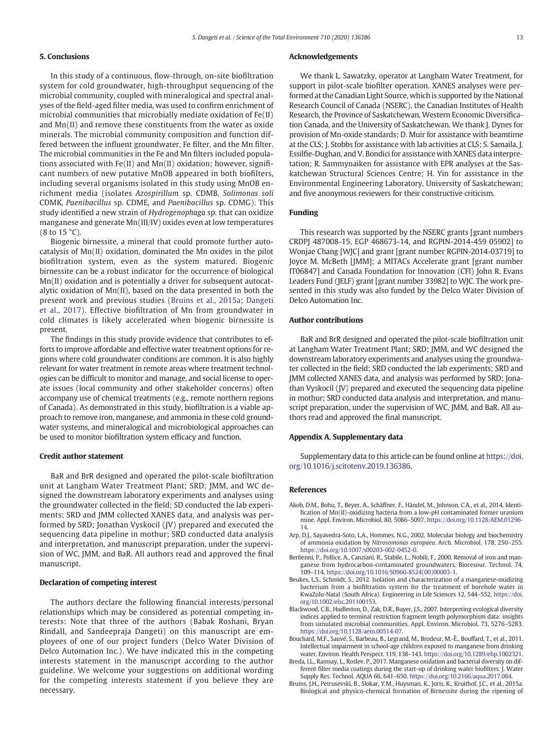## 5. Conclusions

In this study of a continuous, flow-through, on-site biofiltration system for cold groundwater, high-throughput sequencing of the microbial community, coupled with mineralogical and spectral analyses of the field-aged filter media, was used to confirm enrichment of microbial communities that microbially mediate oxidation of Fe(II) and Mn(II) and remove these constituents from the water as oxide minerals. The microbial community composition and function differed between the influent groundwater, Fe filter, and the Mn filter. The microbial communities in the Fe and Mn filters included populations associated with Fe(II) and Mn(II) oxidation; however, significant numbers of new putative MnOB appeared in both biofilters, including several organisms isolated in this study using MnOB enrichment media (isolates *Azospirillum* sp. CDMB, *Solimonas soli* CDMK, *Paenibacillus* sp. CDME, and *Paenibacillus* sp. CDMG). This study identified a new strain of *Hydrogenophaga* sp. that can oxidize manganese and generate Mn(III/IV) oxides even at low temperatures (8 to 15 °C).

Biogenic birnessite, a mineral that could promote further autocatalysis of Mn(II) oxidation, dominated the Mn oxides in the pilot biofiltration system, even as the system matured. Biogenic birnessite can be a robust indicator for the occurrence of biological Mn(II) oxidation and is potentially a driver for subsequent autocatalytic oxidation of Mn(II), based on the data presented in both the present work and previous studies (Bruins et al., 2015a; Dangeti et al., 2017). Effective biofiltration of Mn from groundwater in cold climates is likely accelerated when biogenic birnessite is present.

The findings in this study provide evidence that contributes to efforts to improve affordable and effective water treatment options for regions where cold groundwater conditions are common. It is also highly relevant for water treatment in remote areas where treatment technologies can be difficult to monitor and manage, and social license to operate issues (local community and other stakeholder concerns) often accompany use of chemical treatments (e.g., remote northern regions of Canada). As demonstrated in this study, biofiltration is a viable approach to remove iron, manganese, and ammonia in these cold groundwater systems, and mineralogical and microbiological approaches can be used to monitor biofiltration system efficacy and function.

## Credit author statement

BaR and BrR designed and operated the pilot-scale biofiltration unit at Langham Water Treatment Plant; SRD; JMM, and WC designed the downstream laboratory experiments and analyses using the groundwater collected in the field; SD conducted the lab experiments; SRD and JMM collected XANES data, and analysis was performed by SRD; Jonathan Vyskocil (JV) prepared and executed the sequencing data pipeline in mothur; SRD conducted data analysis and interpretation, and manuscript preparation, under the supervision of WC, JMM, and BaR. All authors read and approved the final manuscript.

## Declaration of competing interest

The authors declare the following financial interests/personal relationships which may be considered as potential competing interests: Note that three of the authors (Babak Roshani, Bryan Rindall, and Sandeepraja Dangeti) on this manuscript are employees of one of our project funders (Delco Water Division of Delco Automation Inc.). We have indicated this in the competing interests statement in the manuscript according to the author guideline. We welcome your suggestions on additional wording for the competing interests statement if you believe they are necessary.

## Acknowledgements

We thank L. Sawatzky, operator at Langham Water Treatment, for support in pilot-scale biofilter operation. XANES analyses were performed at the Canadian Light Source, which is supported by the National Research Council of Canada (NSERC), the Canadian Institutes of Health Research, the Province of Saskatchewan, Western Economic Diversification Canada, and the University of Saskatchewan. We thank J. Dynes for provision of Mn-oxide standards; D. Muir for assistance with beamtime at the CLS; J. Stobbs for assistance with lab activities at CLS; S. Samaila, J. Essilfie-Dughan, and V. Bondici for assistance with XANES data interpretation; R. Sammynaiken for assistance with EPR analyses at the Saskatchewan Structural Sciences Centre; H. Yin for assistance in the Environmental Engineering Laboratory, University of Saskatchewan; and five anonymous reviewers for their constructive criticism.

## Funding

This research was supported by the NSERC grants [grant numbers CRDPJ 487008-15, EGP 468673-14, and RGPIN-2014-459 05902] to Wonjae Chang [WJC] and grant [grant number RGPIN-2014-03719] to Joyce M. McBeth [JMM]; a MITACs Accelerate grant [grant number IT06847] and Canada Foundation for Innovation (CFI) John R. Evans Leaders Fund (JELF) grant [grant number 33982] to WJC. The work presented in this study was also funded by the Delco Water Division of Delco Automation Inc.

## Author contributions

BaR and BrR designed and operated the pilot-scale biofiltration unit at Langham Water Treatment Plant; SRD; JMM, and WC designed the downstream laboratory experiments and analyses using the groundwater collected in the field; SRD conducted the lab experiments; SRD and JMM collected XANES data, and analysis was performed by SRD; Jonathan Vyskocil (JV) prepared and executed the sequencing data pipeline in mothur; SRD conducted data analysis and interpretation, and manuscript preparation, under the supervision of WC, JMM, and BaR. All authors read and approved the final manuscript.

## Appendix A. Supplementary data

Supplementary data to this article can be found online at https://doi.org/10.1016/j.scitotenv.2019.136386.

## References

Akob, D.M., Bohu, T., Beyer, A., Schäffner, F., Händel, M., Johnson, C.A., et al., 2014. Identification of Mn(II)-oxidizing bacteria from a low-pH contaminated former uranium mine. Appl. Environ. Microbiol. 80, 5086–5097. https://doi.org/10.1128/AEM.01296-14.

Arp, D.J., Sayavedra-Soto, L.A., Hommes, N.G., 2002. Molecular biology and biochemistry of ammonia oxidation by *Nitrosomonas europaea*. Arch. Microbiol. 178, 250–255. https://doi.org/10.1007/s00203-002-0452-0.

Berbenni, P., Pollice, A., Canziani, R., Stabile, L., Nobili, F., 2000. Removal of iron and manganese from hydrocarbon-contaminated groundwaters. Bioresour. Technol. 74, 109–114. https://doi.org/10.1016/S0960-8524(00)00003-1.

Beukes, L.S., Schmidt, S., 2012. Isolation and characterization of a manganese-oxidizing bacterium from a biofiltration system for the treatment of borehole water in KwaZulu-Natal (South Africa). Engineering in Life Sciences 12, 544–552. https://doi.org/10.1002/elsc.201100153.

Blackwood, C.B., Hudleston, D., Zak, D.R., Buyer, J.S., 2007. Interpreting ecological diversity indices applied to terminal restriction fragment length polymorphism data: insights from simulated microbial communities. Appl. Environ. Microbiol. 73, 5276–5283. https://doi.org/10.1128/aem.00514-07.

Bouchard, M.F., Sauvé, S., Barbeau, B., Legrand, M., Brodeur, M.-È., Bouffard, T., et al., 2011. Intellectual impairment in school-age children exposed to manganese from drinking water. Environ. Health Perspect. 119, 138–143. https://doi.org/10.1289/ehp.1002321.

Breda, I.L., Ramsay, L., Roslev, P., 2017. Manganese oxidation and bacterial diversity on different filter media coatings during the start-up of drinking water biofilters. J. Water Supply Res. Technol. AQUA 66, 641–650. https://doi.org/10.2166/aqua.2017.084.

Bruins, J.H., Petrusevski, B., Slokar, Y.M., Huysman, K., Joris, K., Kruithof, J.C., et al., 2015a. Biological and physico-chemical formation of Birnessite during the ripening of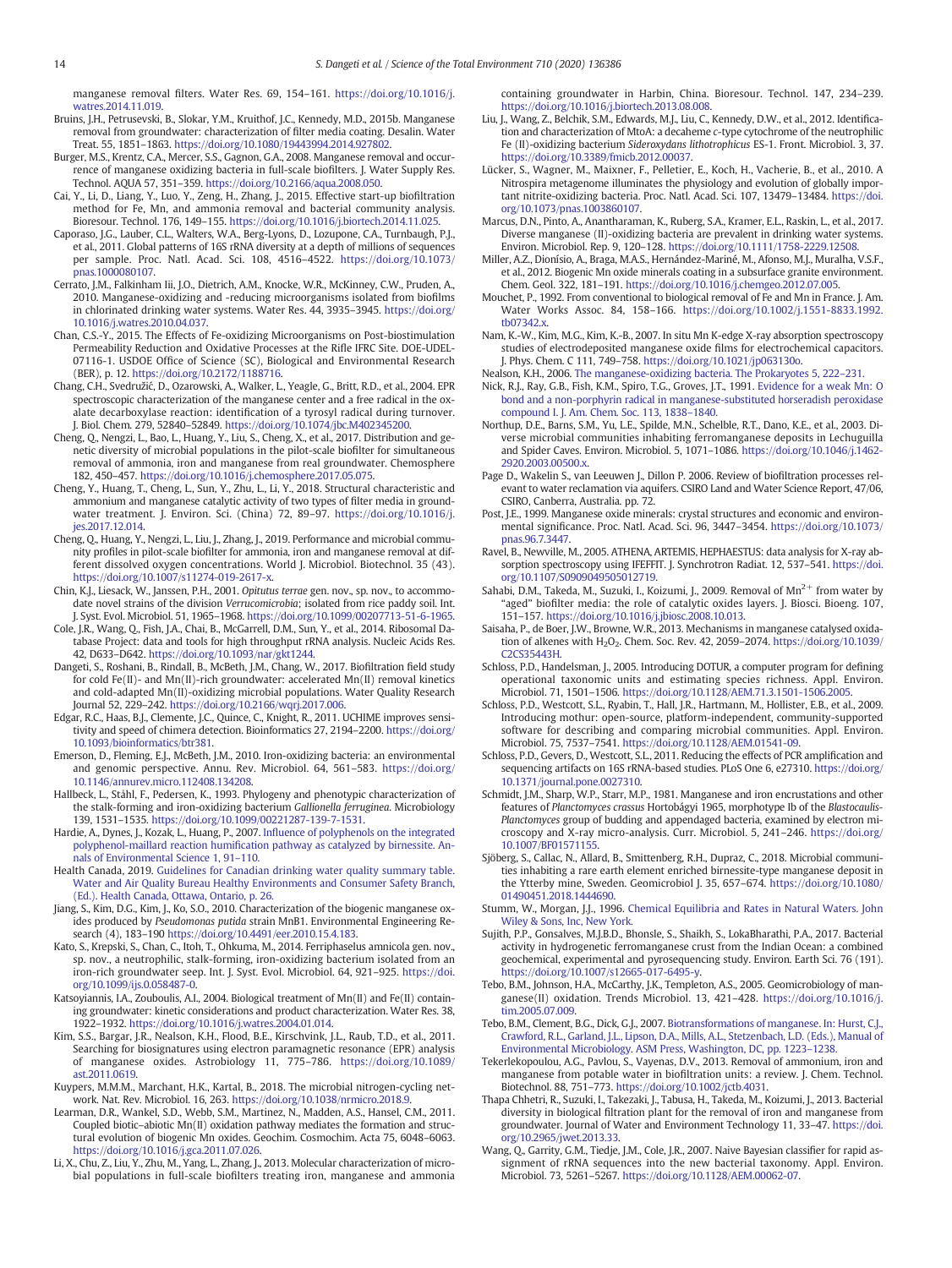manganese removal filters. Water Res. 69, 154–161. https://doi.org/10.1016/j.watres.2014.11.019.

Bruins, J.H., Petrusevski, B., Slokar, Y.M., Kruithof, J.C., Kennedy, M.D., 2015b. Manganese removal from groundwater: characterization of filter media coating. Desalin. Water Treat. 55, 1851–1863. https://doi.org/10.1080/19443994.2014.927802.

Burger, M.S., Krentz, C.A., Mercer, S.S., Gagnon, G.A., 2008. Manganese removal and occurrence of manganese oxidizing bacteria in full-scale biofilters. J. Water Supply Res. Technol. AQUA 57, 351–359. https://doi.org/10.2166/aqua.2008.050.

Cai, Y., Li, D., Liang, Y., Luo, Y., Zeng, H., Zhang, J., 2015. Effective start-up biofiltration method for Fe, Mn, and ammonia removal and bacterial community analysis. Bioresour. Technol. 176, 149–155. https://doi.org/10.1016/j.biortech.2014.11.025.

Caporaso, J.G., Lauber, C.L., Walters, W.A., Berg-Lyons, D., Lozupone, C.A., Turnbaugh, P.J., et al., 2011. Global patterns of 16S rRNA diversity at a depth of millions of sequences per sample. Proc. Natl. Acad. Sci. 108, 4516–4522. https://doi.org/10.1073/pnas.1000080107.

Cerrato, J.M., Falkinham Iii, J.O., Dietrich, A.M., Knocke, W.R., McKinney, C.W., Pruden, A., 2010. Manganese-oxidizing and -reducing microorganisms isolated from biofilms in chlorinated drinking water systems. Water Res. 44, 3935–3945. https://doi.org/10.1016/j.watres.2010.04.037.

Chan, C.S.-Y., 2015. The Effects of Fe-oxidizing Microorganisms on Post-biostimulation Permeability Reduction and Oxidative Processes at the Rifle IFRC Site. DOE-UDEL-07116-1. USDOE Office of Science (SC), Biological and Environmental Research (BER), p. 12. https://doi.org/10.2172/1188716.

Chang, C.H., Svedružić, D., Ozarowski, A., Walker, L., Yeagle, G., Britt, R.D., et al., 2004. EPR spectroscopic characterization of the manganese center and a free radical in the oxalate decarboxylase reaction: identification of a tyrosyl radical during turnover. J. Biol. Chem. 279, 52840–52849. https://doi.org/10.1074/jbc.M402345200.

Cheng, Q., Nengzi, L., Bao, L., Huang, Y., Liu, S., Cheng, X., et al., 2017. Distribution and genetic diversity of microbial populations in the pilot-scale biofilter for simultaneous removal of ammonia, iron and manganese from real groundwater. Chemosphere 182, 450–457. https://doi.org/10.1016/j.chemosphere.2017.05.075.

Cheng, Y., Huang, T., Cheng, L., Sun, Y., Zhu, L., Li, Y., 2018. Structural characteristic and ammonium and manganese catalytic activity of two types of filter media in groundwater treatment. J. Environ. Sci. (China) 72, 89–97. https://doi.org/10.1016/j.jes.2017.12.014.

Cheng, Q., Huang, Y., Nengzi, L., Liu, J., Zhang, J., 2019. Performance and microbial community profiles in pilot-scale biofilter for ammonia, iron and manganese removal at different dissolved oxygen concentrations. World J. Microbiol. Biotechnol. 35 (43). https://doi.org/10.1007/s11274-019-2617-x.

Chin, K.J., Liesack, W., Janssen, P.H., 2001. *Opitutus terrae* gen. nov., sp. nov., to accommodate novel strains of the division *Verrucomicrobia*; isolated from rice paddy soil. Int. J. Syst. Evol. Microbiol. 51, 1965–1968. https://doi.org/10.1099/00207713-51-6-1965.

Cole, J.R., Wang, Q., Fish, J.A., Chai, B., McGarrell, D.M., Sun, Y., et al., 2014. Ribosomal Database Project: data and tools for high throughput rRNA analysis. Nucleic Acids Res. 42, D633–D642. https://doi.org/10.1093/nar/gkt1244.

Dangeti, S., Roshani, B., Rindall, B., McBeth, J.M., Chang, W., 2017. Biofiltration field study for cold Fe(II)- and Mn(II)-rich groundwater: accelerated Mn(II) removal kinetics and cold-adapted Mn(II)-oxidizing microbial populations. Water Quality Research Journal 52, 229–242. https://doi.org/10.2166/wqrj.2017.006.

Edgar, R.C., Haas, B.J., Clemente, J.C., Quince, C., Knight, R., 2011. UCHIME improves sensitivity and speed of chimera detection. Bioinformatics 27, 2194–2200. https://doi.org/10.1093/bioinformatics/btr381.

Emerson, D., Fleming, E.J., McBeth, J.M., 2010. Iron-oxidizing bacteria: an environmental and genomic perspective. Annu. Rev. Microbiol. 64, 561–583. https://doi.org/10.1146/annurev.micro.112408.134208.

Hallbeck, L., Ståhl, F., Pedersen, K., 1993. Phylogeny and phenotypic characterization of the stalk-forming and iron-oxidizing bacterium *Gallionella ferruginea*. Microbiology 139, 1531–1535. https://doi.org/10.1099/00221287-139-7-1531.

Hardie, A., Dynes, J., Kozak, L., Huang, P., 2007. Influence of polyphenols on the integrated polyphenol-maillard reaction humification pathway as catalyzed by birnessite. Annals of Environmental Science 1, 91–110.

Health Canada, 2019. Guidelines for Canadian drinking water quality summary table. Water and Air Quality Bureau Healthy Environments and Consumer Safety Branch, (Ed.). Health Canada, Ottawa, Ontario, p. 26.

Jiang, S., Kim, D.G., Kim, J., Ko, S.O., 2010. Characterization of the biogenic manganese oxides produced by *Pseudomonas putida* strain MnB1. Environmental Engineering Research (4), 183–190 https://doi.org/10.4491/eer.2010.15.4.183.

Kato, S., Krepski, S., Chan, C., Itoh, T., Ohkuma, M., 2014. Ferriphaselus amnicola gen. nov., sp. nov., a neutrophilic, stalk-forming, iron-oxidizing bacterium isolated from an iron-rich groundwater seep. Int. J. Syst. Evol. Microbiol. 64, 921–925. https://doi.org/10.1099/ijs.0.058487-0.

Katsoyiannis, I.A., Zouboulis, A.I., 2004. Biological treatment of Mn(II) and Fe(II) containing groundwater: kinetic considerations and product characterization. Water Res. 38, 1922–1932. https://doi.org/10.1016/j.watres.2004.01.014.

Kim, S.S., Bargar, J.R., Nealson, K.H., Flood, B.E., Kirschvink, J.L., Raub, T.D., et al., 2011. Searching for biosignatures using electron paramagnetic resonance (EPR) analysis of manganese oxides. Astrobiology 11, 775–786. https://doi.org/10.1089/ast.2011.0619.

Kuypers, M.M.M., Marchant, H.K., Kartal, B., 2018. The microbial nitrogen-cycling network. Nat. Rev. Microbiol. 16, 263. https://doi.org/10.1038/nrmicro.2018.9.

Learman, D.R., Wankel, S.D., Webb, S.M., Martinez, N., Madden, A.S., Hansel, C.M., 2011. Coupled biotic–abiotic Mn(II) oxidation pathway mediates the formation and structural evolution of biogenic Mn oxides. Geochim. Cosmochim. Acta 75, 6048–6063. https://doi.org/10.1016/j.gca.2011.07.026.

Li, X., Chu, Z., Liu, Y., Zhu, M., Yang, L., Zhang, J., 2013. Molecular characterization of microbial populations in full-scale biofilters treating iron, manganese and ammonia containing groundwater in Harbin, China. Bioresour. Technol. 147, 234–239. https://doi.org/10.1016/j.biortech.2013.08.008.

Liu, J., Wang, Z., Belchik, S.M., Edwards, M.J., Liu, C., Kennedy, D.W., et al., 2012. Identification and characterization of MtoA: a decaheme *c*-type cytochrome of the neutrophilic Fe (II)-oxidizing bacterium *Sideroxydans lithotrophicus* ES-1. Front. Microbiol. 3, 37. https://doi.org/10.3389/fmicb.2012.00037.

Lücker, S., Wagner, M., Maixner, F., Pelletier, E., Koch, H., Vacherie, B., et al., 2010. A Nitrospira metagenome illuminates the physiology and evolution of globally important nitrite-oxidizing bacteria. Proc. Natl. Acad. Sci. 107, 13479–13484. https://doi.org/10.1073/pnas.1003860107.

Marcus, D.N., Pinto, A., Anantharaman, K., Ruberg, S.A., Kramer, E.L., Raskin, L., et al., 2017. Diverse manganese (II)-oxidizing bacteria are prevalent in drinking water systems. Environ. Microbiol. Rep. 9, 120–128. https://doi.org/10.1111/1758-2229.12508.

Miller, A.Z., Dionísio, A., Braga, M.A.S., Hernández-Mariné, M., Afonso, M.J., Muralha, V.S.F., et al., 2012. Biogenic Mn oxide minerals coating in a subsurface granite environment. Chem. Geol. 322, 181–191. https://doi.org/10.1016/j.chemgeo.2012.07.005.

Mouchet, P., 1992. From conventional to biological removal of Fe and Mn in France. J. Am. Water Works Assoc. 84, 158–166. https://doi.org/10.1002/j.1551-8833.1992.tb07342.x.

Nam, K.-W., Kim, M.G., Kim, K.-B., 2007. In situ Mn K-edge X-ray absorption spectroscopy studies of electrodeposited manganese oxide films for electrochemical capacitors. J. Phys. Chem. C 111, 749–758. https://doi.org/10.1021/jp063130o.

Nealson, K.H., 2006. The manganese-oxidizing bacteria. The Prokaryotes 5, 222–231.

Nick, R.J., Ray, G.B., Fish, K.M., Spiro, T.G., Groves, J.T., 1991. Evidence for a weak Mn: O bond and a non-porphyrin radical in manganese-substituted horseradish peroxidase compound I. J. Am. Chem. Soc. 113, 1838–1840.

Northup, D.E., Barns, S.M., Yu, L.E., Spilde, M.N., Schelble, R.T., Dano, K.E., et al., 2003. Diverse microbial communities inhabiting ferromanganese deposits in Lechuguilla and Spider Caves. Environ. Microbiol. 5, 1071–1086. https://doi.org/10.1046/j.1462-2920.2003.00500.x.

Page D., Wakelin S., van Leeuwen J., Dillon P. 2006. Review of biofiltration processes relevant to water reclamation via aquifers. CSIRO Land and Water Science Report, 47/06, CSIRO, Canberra, Australia. pp. 72.

Post, J.E., 1999. Manganese oxide minerals: crystal structures and economic and environmental significance. Proc. Natl. Acad. Sci. 96, 3447–3454. https://doi.org/10.1073/pnas.96.7.3447.

Ravel, B., Newville, M., 2005. ATHENA, ARTEMIS, HEPHAESTUS: data analysis for X-ray absorption spectroscopy using IFEFFIT. J. Synchrotron Radiat. 12, 537–541. https://doi.org/10.1107/S0909049505012719.

Sahabi, D.M., Takeda, M., Suzuki, I., Koizumi, J., 2009. Removal of $Mn^{2+}$ from water by "aged" biofilter media: the role of catalytic oxides layers. J. Biosci. Bioeng. 107, 151–157. https://doi.org/10.1016/j.jbiosc.2008.10.013.

Saisaha, P., de Boer, J.W., Browne, W.R., 2013. Mechanisms in manganese catalysed oxidation of alkenes with $H_2O_2$. Chem. Soc. Rev. 42, 2059–2074. https://doi.org/10.1039/C2CS35443H.

Schloss, P.D., Handelsman, J., 2005. Introducing DOTUR, a computer program for defining operational taxonomic units and estimating species richness. Appl. Environ. Microbiol. 71, 1501–1506. https://doi.org/10.1128/AEM.71.3.1501-1506.2005.

Schloss, P.D., Westcott, S.L., Ryabin, T., Hall, J.R., Hartmann, M., Hollister, E.B., et al., 2009. Introducing mothur: open-source, platform-independent, community-supported software for describing and comparing microbial communities. Appl. Environ. Microbiol. 75, 7537–7541. https://doi.org/10.1128/AEM.01541-09.

Schloss, P.D., Gevers, D., Westcott, S.L., 2011. Reducing the effects of PCR amplification and sequencing artifacts on 16S rRNA-based studies. PLoS One 6, e27310. https://doi.org/10.1371/journal.pone.0027310.

Schmidt, J.M., Sharp, W.P., Starr, M.P., 1981. Manganese and iron encrustations and other features of *Planctomyces crassus* Hortobágyi 1965, morphotype Ib of the *Blastocaulis-Planctomyces* group of budding and appendaged bacteria, examined by electron microscopy and X-ray micro-analysis. Curr. Microbiol. 5, 241–246. https://doi.org/10.1007/BF01571155.

Sjöberg, S., Callac, N., Allard, B., Smittenberg, R.H., Dupraz, C., 2018. Microbial communities inhabiting a rare earth element enriched birnessite-type manganese deposit in the Ytterby mine, Sweden. Geomicrobiol J. 35, 657–674. https://doi.org/10.1080/01490451.2018.1444690.

Stumm, W., Morgan, J.J., 1996. Chemical Equilibria and Rates in Natural Waters. John Wiley & Sons, Inc, New York.

Sujith, P.P., Gonsalves, M.J.B.D., Bhonsle, S., Shaikh, S., LokaBharathi, P.A., 2017. Bacterial activity in hydrogenetic ferromanganese crust from the Indian Ocean: a combined geochemical, experimental and pyrosequencing study. Environ. Earth Sci. 76 (191). https://doi.org/10.1007/s12665-017-6495-y.

Tebo, B.M., Johnson, H.A., McCarthy, J.K., Templeton, A.S., 2005. Geomicrobiology of manganese(II) oxidation. Trends Microbiol. 13, 421–428. https://doi.org/10.1016/j.tim.2005.07.009.

Tebo, B.M., Clement, B.G., Dick, G.J., 2007. Biotransformations of manganese. In: Hurst, C.J., Crawford, R.L., Garland, J.L., Lipson, D.A., Mills, A.L., Stetzenbach, L.D. (Eds.), Manual of Environmental Microbiology. ASM Press, Washington, DC, pp. 1223–1238.

Tekerlekopoulou, A.G., Pavlou, S., Vayenas, D.V., 2013. Removal of ammonium, iron and manganese from potable water in biofiltration units: a review. J. Chem. Technol. Biotechnol. 88, 751–773. https://doi.org/10.1002/jctb.4031.

Thapa Chhetri, R., Suzuki, I., Takezaki, J., Tabusa, H., Takeda, M., Koizumi, J., 2013. Bacterial diversity in biological filtration plant for the removal of iron and manganese from groundwater. Journal of Water and Environment Technology 11, 33–47. https://doi.org/10.2965/jwet.2013.33.

Wang, Q., Garrity, G.M., Tiedje, J.M., Cole, J.R., 2007. Naive Bayesian classifier for rapid assignment of rRNA sequences into the new bacterial taxonomy. Appl. Environ. Microbiol. 73, 5261–5267. https://doi.org/10.1128/AEM.00062-07.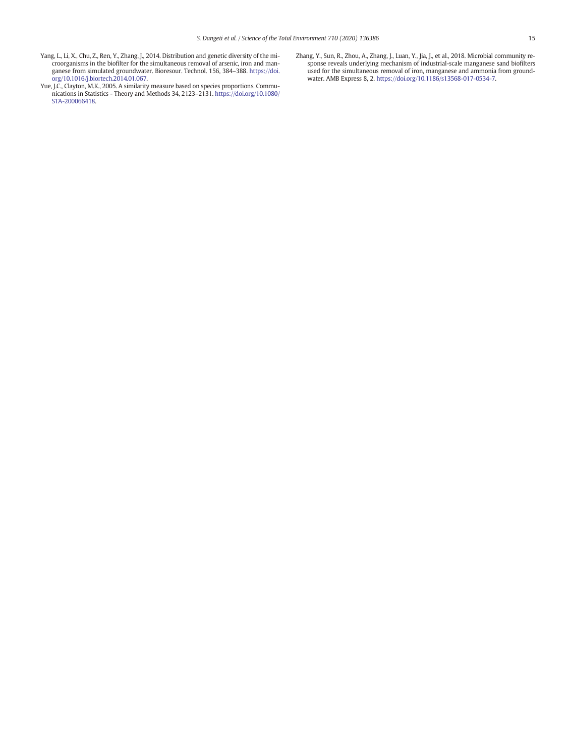Yang, L., Li, X., Chu, Z., Ren, Y., Zhang, J., 2014. Distribution and genetic diversity of the microorganisms in the biofilter for the simultaneous removal of arsenic, iron and manganese from simulated groundwater. Bioresour. Technol. 156, 384–388. https://doi.org/10.1016/j.biortech.2014.01.067.

Yue, J.C., Clayton, M.K., 2005. A similarity measure based on species proportions. Communications in Statistics - Theory and Methods 34, 2123–2131. https://doi.org/10.1080/STA-200066418.

Zhang, Y., Sun, R., Zhou, A., Zhang, J., Luan, Y., Jia, J., et al., 2018. Microbial community response reveals underlying mechanism of industrial-scale manganese sand biofilters used for the simultaneous removal of iron, manganese and ammonia from groundwater. AMB Express 8, 2. https://doi.org/10.1186/s13568-017-0534-7.